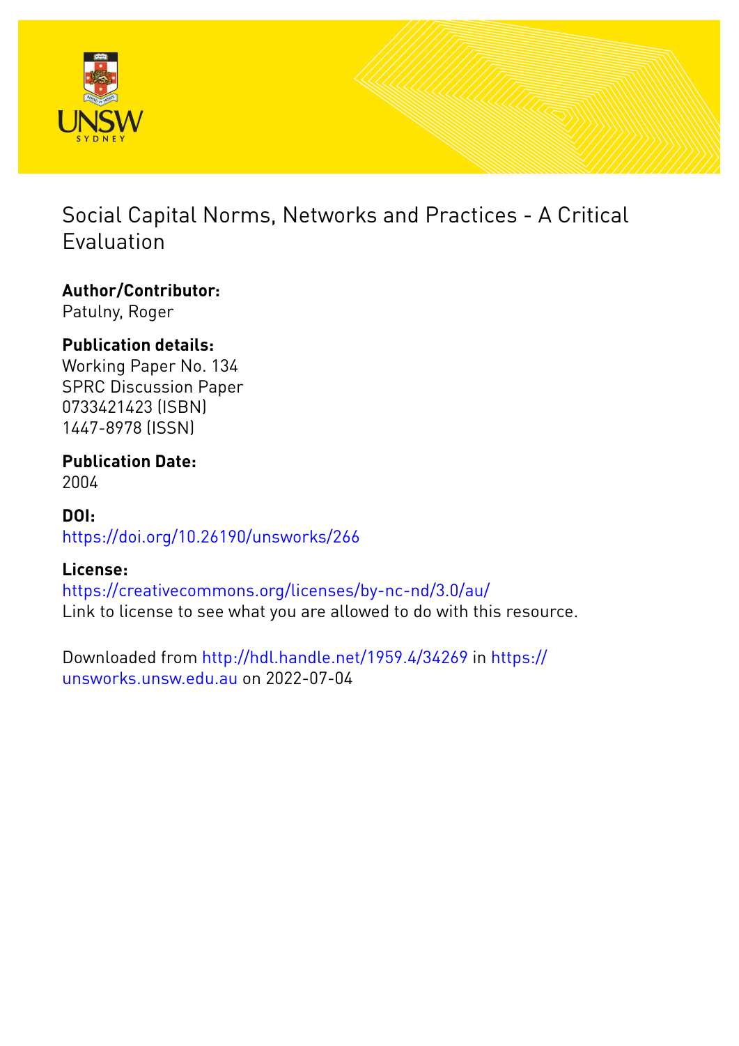# Social Capital Norms, Networks and Practices - A Critical Evaluation

**Author/Contributor:**
Patulny, Roger

**Publication details:**
Working Paper No. 134
SPRC Discussion Paper
0733421423 (ISBN)
1447-8978 (ISSN)

**Publication Date:**
2004

**DOI:**
https://doi.org/10.26190/unsworks/266

**License:**
https://creativecommons.org/licenses/by-nc-nd/3.0/au/
Link to license to see what you are allowed to do with this resource.

Downloaded from http://hdl.handle.net/1959.4/34269 in https://unsworks.unsw.edu.au on 2022-07-04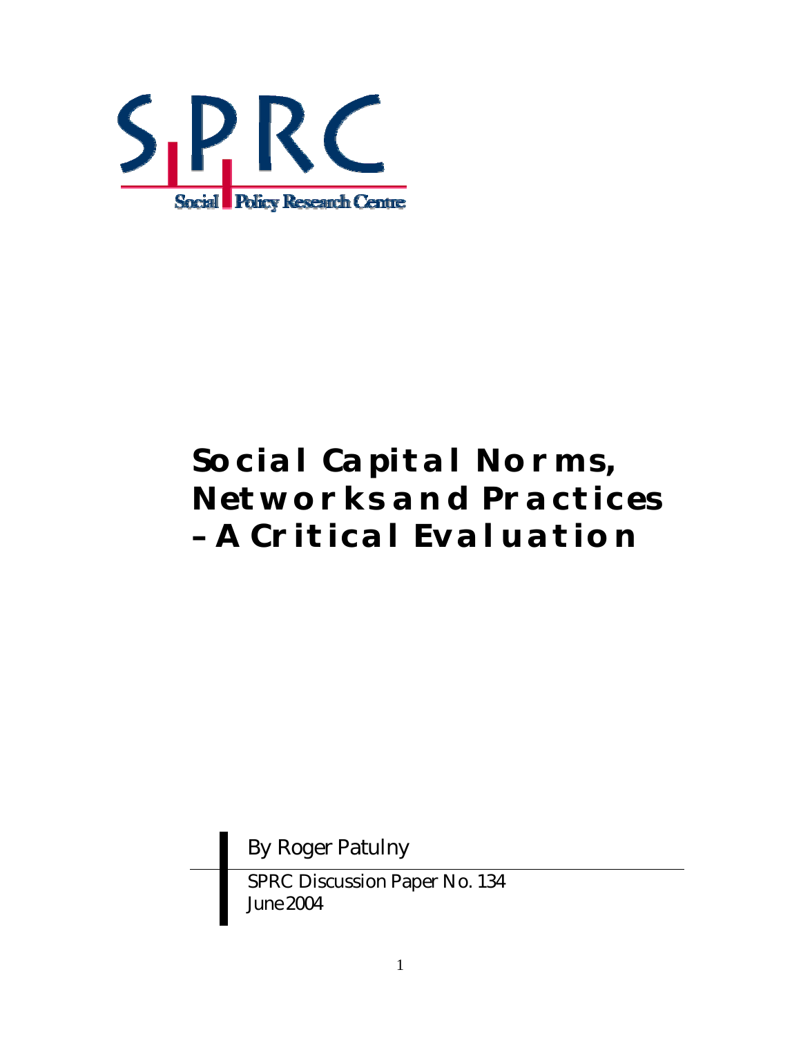Social Policy Research Centre

# Social Capital Norms, Networks and Practices – A Critical Evaluation

By Roger Patulny

SPRC Discussion Paper No. 134
June 2004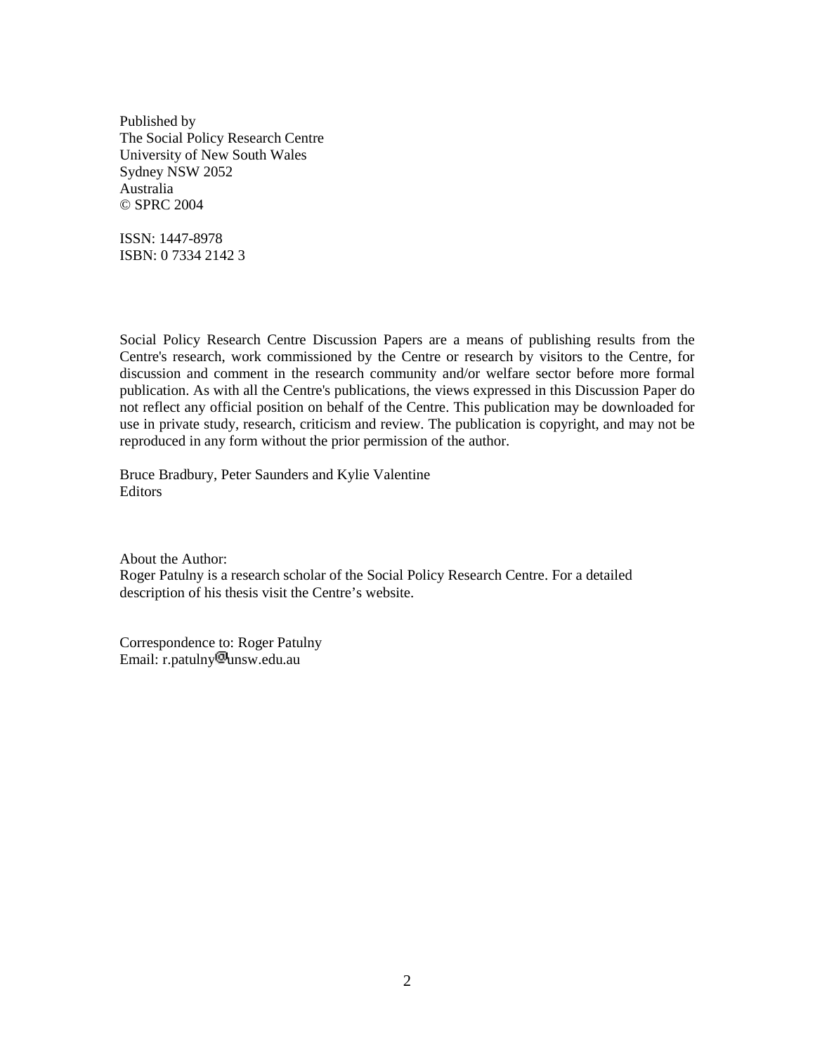Published by
The Social Policy Research Centre
University of New South Wales
Sydney NSW 2052
Australia
© SPRC 2004

ISSN: 1447-8978
ISBN: 0 7334 2142 3

Social Policy Research Centre Discussion Papers are a means of publishing results from the Centre's research, work commissioned by the Centre or research by visitors to the Centre, for discussion and comment in the research community and/or welfare sector before more formal publication. As with all the Centre's publications, the views expressed in this Discussion Paper do not reflect any official position on behalf of the Centre. This publication may be downloaded for use in private study, research, criticism and review. The publication is copyright, and may not be reproduced in any form without the prior permission of the author.

Bruce Bradbury, Peter Saunders and Kylie Valentine
Editors

About the Author:
Roger Patulny is a research scholar of the Social Policy Research Centre. For a detailed description of his thesis visit the Centre's website.

Correspondence to: Roger Patulny
Email: r.patulny@unsw.edu.au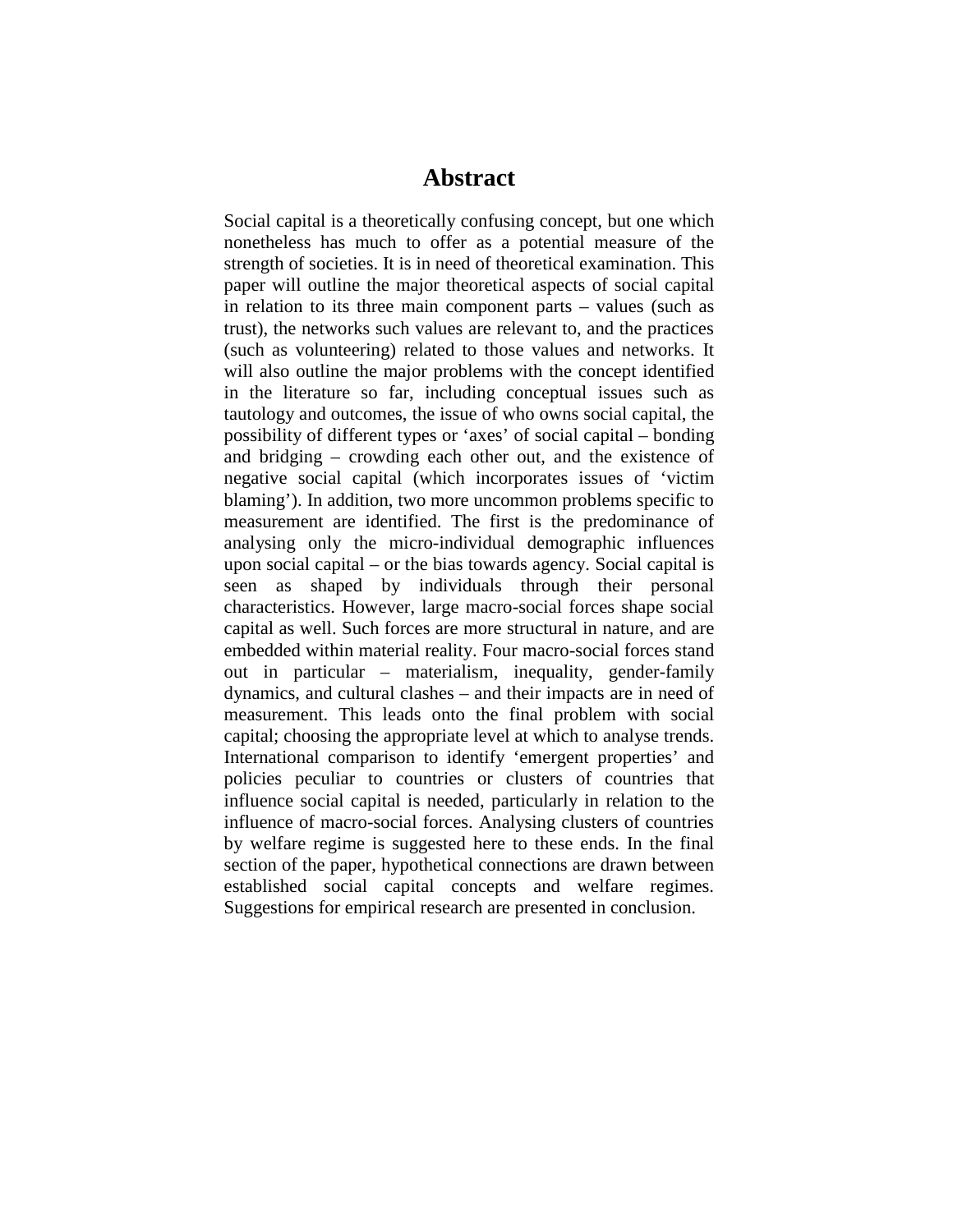# Abstract

Social capital is a theoretically confusing concept, but one which nonetheless has much to offer as a potential measure of the strength of societies. It is in need of theoretical examination. This paper will outline the major theoretical aspects of social capital in relation to its three main component parts – values (such as trust), the networks such values are relevant to, and the practices (such as volunteering) related to those values and networks. It will also outline the major problems with the concept identified in the literature so far, including conceptual issues such as tautology and outcomes, the issue of who owns social capital, the possibility of different types or 'axes' of social capital – bonding and bridging – crowding each other out, and the existence of negative social capital (which incorporates issues of 'victim blaming'). In addition, two more uncommon problems specific to measurement are identified. The first is the predominance of analysing only the micro-individual demographic influences upon social capital – or the bias towards agency. Social capital is seen as shaped by individuals through their personal characteristics. However, large macro-social forces shape social capital as well. Such forces are more structural in nature, and are embedded within material reality. Four macro-social forces stand out in particular – materialism, inequality, gender-family dynamics, and cultural clashes – and their impacts are in need of measurement. This leads onto the final problem with social capital; choosing the appropriate level at which to analyse trends. International comparison to identify 'emergent properties' and policies peculiar to countries or clusters of countries that influence social capital is needed, particularly in relation to the influence of macro-social forces. Analysing clusters of countries by welfare regime is suggested here to these ends. In the final section of the paper, hypothetical connections are drawn between established social capital concepts and welfare regimes. Suggestions for empirical research are presented in conclusion.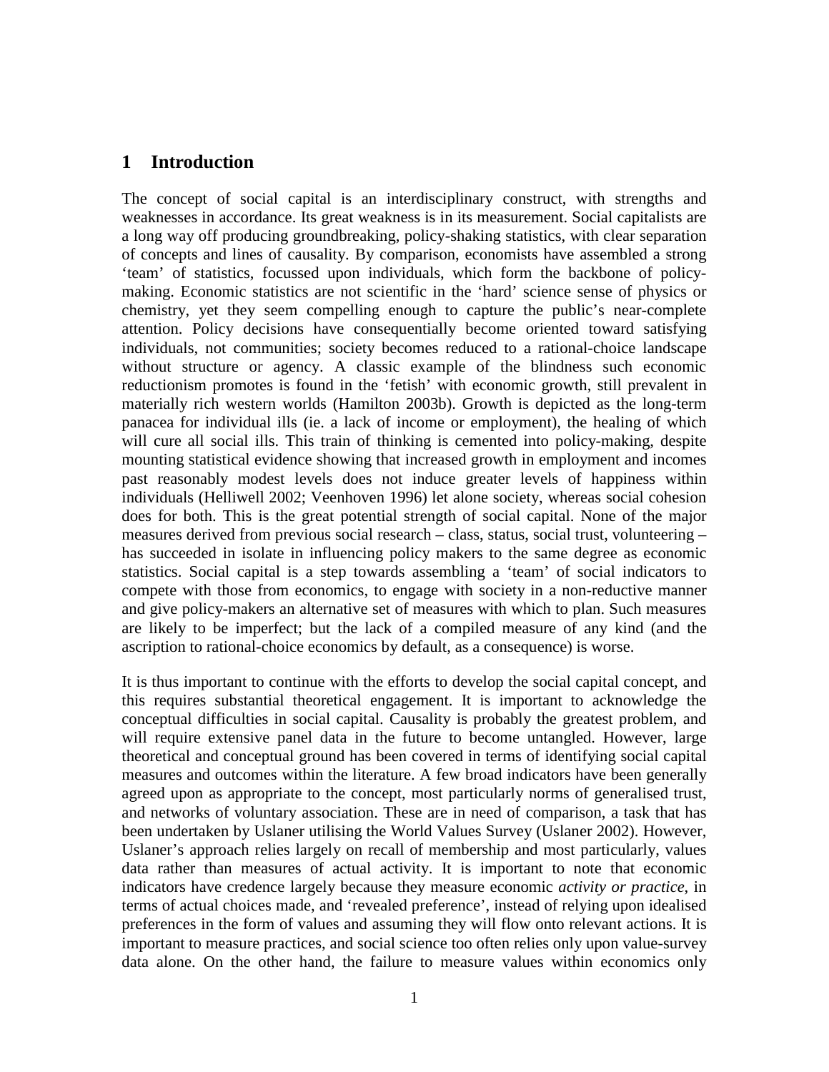# 1 Introduction

The concept of social capital is an interdisciplinary construct, with strengths and weaknesses in accordance. Its great weakness is in its measurement. Social capitalists are a long way off producing groundbreaking, policy-shaking statistics, with clear separation of concepts and lines of causality. By comparison, economists have assembled a strong 'team' of statistics, focussed upon individuals, which form the backbone of policy-making. Economic statistics are not scientific in the 'hard' science sense of physics or chemistry, yet they seem compelling enough to capture the public's near-complete attention. Policy decisions have consequentially become oriented toward satisfying individuals, not communities; society becomes reduced to a rational-choice landscape without structure or agency. A classic example of the blindness such economic reductionism promotes is found in the 'fetish' with economic growth, still prevalent in materially rich western worlds (Hamilton 2003b). Growth is depicted as the long-term panacea for individual ills (ie. a lack of income or employment), the healing of which will cure all social ills. This train of thinking is cemented into policy-making, despite mounting statistical evidence showing that increased growth in employment and incomes past reasonably modest levels does not induce greater levels of happiness within individuals (Helliwell 2002; Veenhoven 1996) let alone society, whereas social cohesion does for both. This is the great potential strength of social capital. None of the major measures derived from previous social research – class, status, social trust, volunteering – has succeeded in isolate in influencing policy makers to the same degree as economic statistics. Social capital is a step towards assembling a 'team' of social indicators to compete with those from economics, to engage with society in a non-reductive manner and give policy-makers an alternative set of measures with which to plan. Such measures are likely to be imperfect; but the lack of a compiled measure of any kind (and the ascription to rational-choice economics by default, as a consequence) is worse.

It is thus important to continue with the efforts to develop the social capital concept, and this requires substantial theoretical engagement. It is important to acknowledge the conceptual difficulties in social capital. Causality is probably the greatest problem, and will require extensive panel data in the future to become untangled. However, large theoretical and conceptual ground has been covered in terms of identifying social capital measures and outcomes within the literature. A few broad indicators have been generally agreed upon as appropriate to the concept, most particularly norms of generalised trust, and networks of voluntary association. These are in need of comparison, a task that has been undertaken by Uslaner utilising the World Values Survey (Uslaner 2002). However, Uslaner's approach relies largely on recall of membership and most particularly, values data rather than measures of actual activity. It is important to note that economic indicators have credence largely because they measure economic *activity or practice*, in terms of actual choices made, and 'revealed preference', instead of relying upon idealised preferences in the form of values and assuming they will flow onto relevant actions. It is important to measure practices, and social science too often relies only upon value-survey data alone. On the other hand, the failure to measure values within economics only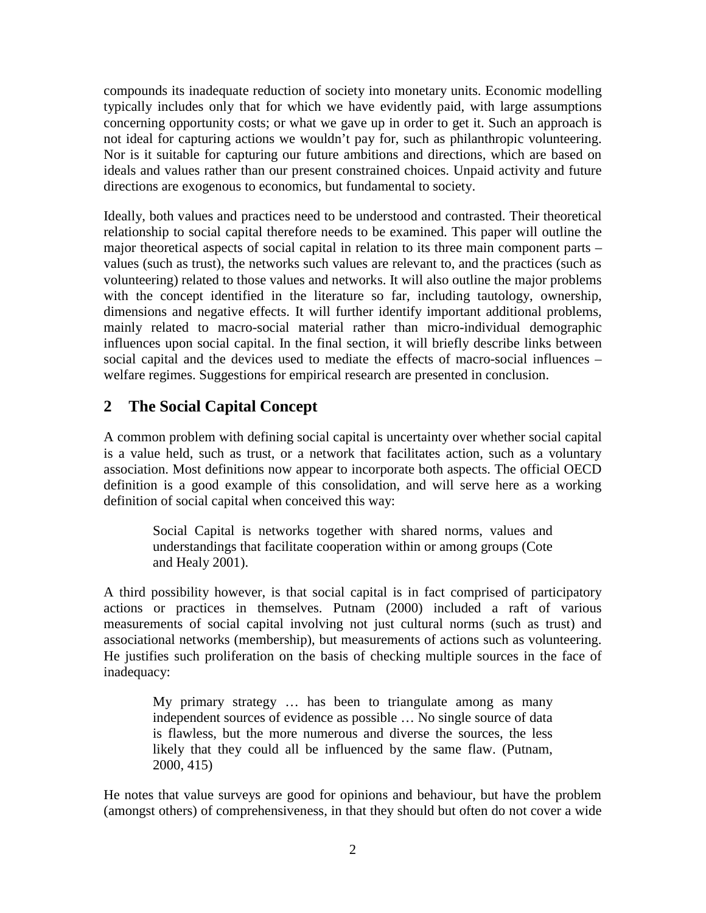compounds its inadequate reduction of society into monetary units. Economic modelling typically includes only that for which we have evidently paid, with large assumptions concerning opportunity costs; or what we gave up in order to get it. Such an approach is not ideal for capturing actions we wouldn't pay for, such as philanthropic volunteering. Nor is it suitable for capturing our future ambitions and directions, which are based on ideals and values rather than our present constrained choices. Unpaid activity and future directions are exogenous to economics, but fundamental to society.

Ideally, both values and practices need to be understood and contrasted. Their theoretical relationship to social capital therefore needs to be examined. This paper will outline the major theoretical aspects of social capital in relation to its three main component parts – values (such as trust), the networks such values are relevant to, and the practices (such as volunteering) related to those values and networks. It will also outline the major problems with the concept identified in the literature so far, including tautology, ownership, dimensions and negative effects. It will further identify important additional problems, mainly related to macro-social material rather than micro-individual demographic influences upon social capital. In the final section, it will briefly describe links between social capital and the devices used to mediate the effects of macro-social influences – welfare regimes. Suggestions for empirical research are presented in conclusion.

## 2 The Social Capital Concept

A common problem with defining social capital is uncertainty over whether social capital is a value held, such as trust, or a network that facilitates action, such as a voluntary association. Most definitions now appear to incorporate both aspects. The official OECD definition is a good example of this consolidation, and will serve here as a working definition of social capital when conceived this way:

> Social Capital is networks together with shared norms, values and understandings that facilitate cooperation within or among groups (Cote and Healy 2001).

A third possibility however, is that social capital is in fact comprised of participatory actions or practices in themselves. Putnam (2000) included a raft of various measurements of social capital involving not just cultural norms (such as trust) and associational networks (membership), but measurements of actions such as volunteering. He justifies such proliferation on the basis of checking multiple sources in the face of inadequacy:

> My primary strategy … has been to triangulate among as many independent sources of evidence as possible … No single source of data is flawless, but the more numerous and diverse the sources, the less likely that they could all be influenced by the same flaw. (Putnam, 2000, 415)

He notes that value surveys are good for opinions and behaviour, but have the problem (amongst others) of comprehensiveness, in that they should but often do not cover a wide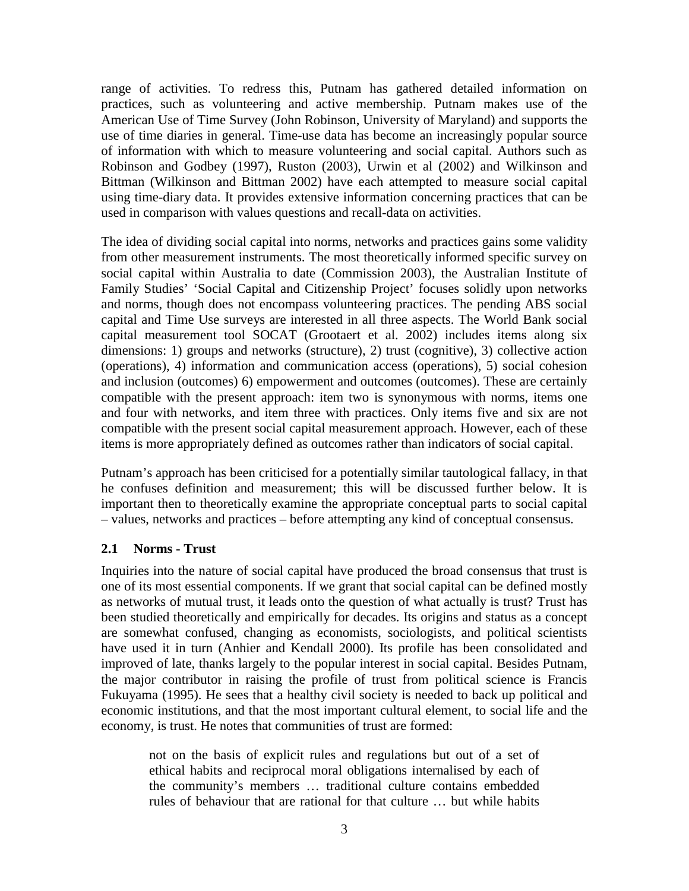range of activities. To redress this, Putnam has gathered detailed information on practices, such as volunteering and active membership. Putnam makes use of the American Use of Time Survey (John Robinson, University of Maryland) and supports the use of time diaries in general. Time-use data has become an increasingly popular source of information with which to measure volunteering and social capital. Authors such as Robinson and Godbey (1997), Ruston (2003), Urwin et al (2002) and Wilkinson and Bittman (Wilkinson and Bittman 2002) have each attempted to measure social capital using time-diary data. It provides extensive information concerning practices that can be used in comparison with values questions and recall-data on activities.

The idea of dividing social capital into norms, networks and practices gains some validity from other measurement instruments. The most theoretically informed specific survey on social capital within Australia to date (Commission 2003), the Australian Institute of Family Studies' 'Social Capital and Citizenship Project' focuses solidly upon networks and norms, though does not encompass volunteering practices. The pending ABS social capital and Time Use surveys are interested in all three aspects. The World Bank social capital measurement tool SOCAT (Grootaert et al. 2002) includes items along six dimensions: 1) groups and networks (structure), 2) trust (cognitive), 3) collective action (operations), 4) information and communication access (operations), 5) social cohesion and inclusion (outcomes) 6) empowerment and outcomes (outcomes). These are certainly compatible with the present approach: item two is synonymous with norms, items one and four with networks, and item three with practices. Only items five and six are not compatible with the present social capital measurement approach. However, each of these items is more appropriately defined as outcomes rather than indicators of social capital.

Putnam's approach has been criticised for a potentially similar tautological fallacy, in that he confuses definition and measurement; this will be discussed further below. It is important then to theoretically examine the appropriate conceptual parts to social capital – values, networks and practices – before attempting any kind of conceptual consensus.

### 2.1 Norms - Trust

Inquiries into the nature of social capital have produced the broad consensus that trust is one of its most essential components. If we grant that social capital can be defined mostly as networks of mutual trust, it leads onto the question of what actually is trust? Trust has been studied theoretically and empirically for decades. Its origins and status as a concept are somewhat confused, changing as economists, sociologists, and political scientists have used it in turn (Anhier and Kendall 2000). Its profile has been consolidated and improved of late, thanks largely to the popular interest in social capital. Besides Putnam, the major contributor in raising the profile of trust from political science is Francis Fukuyama (1995). He sees that a healthy civil society is needed to back up political and economic institutions, and that the most important cultural element, to social life and the economy, is trust. He notes that communities of trust are formed:

> not on the basis of explicit rules and regulations but out of a set of ethical habits and reciprocal moral obligations internalised by each of the community's members … traditional culture contains embedded rules of behaviour that are rational for that culture … but while habits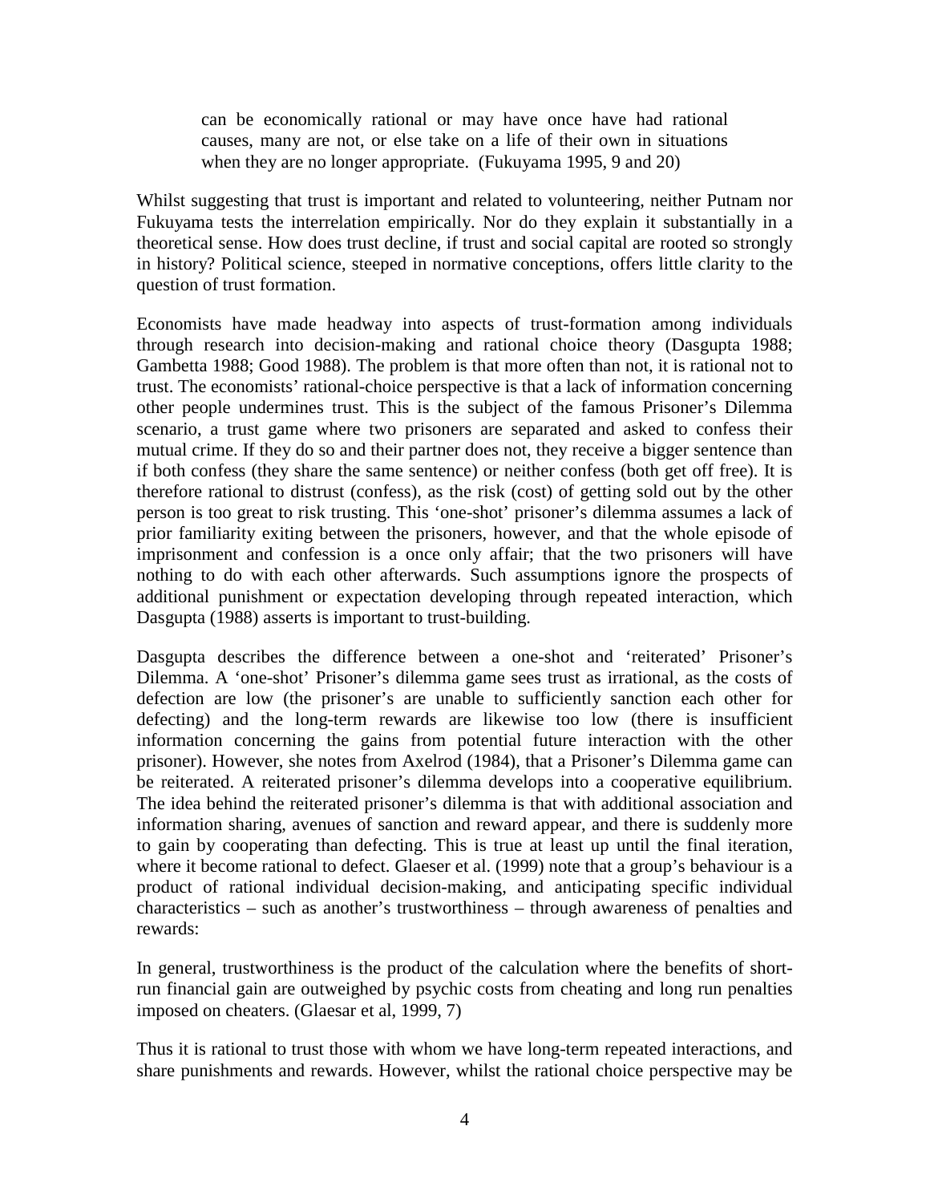> can be economically rational or may have once have had rational causes, many are not, or else take on a life of their own in situations when they are no longer appropriate. (Fukuyama 1995, 9 and 20)

Whilst suggesting that trust is important and related to volunteering, neither Putnam nor Fukuyama tests the interrelation empirically. Nor do they explain it substantially in a theoretical sense. How does trust decline, if trust and social capital are rooted so strongly in history? Political science, steeped in normative conceptions, offers little clarity to the question of trust formation.

Economists have made headway into aspects of trust-formation among individuals through research into decision-making and rational choice theory (Dasgupta 1988; Gambetta 1988; Good 1988). The problem is that more often than not, it is rational not to trust. The economists' rational-choice perspective is that a lack of information concerning other people undermines trust. This is the subject of the famous Prisoner's Dilemma scenario, a trust game where two prisoners are separated and asked to confess their mutual crime. If they do so and their partner does not, they receive a bigger sentence than if both confess (they share the same sentence) or neither confess (both get off free). It is therefore rational to distrust (confess), as the risk (cost) of getting sold out by the other person is too great to risk trusting. This 'one-shot' prisoner's dilemma assumes a lack of prior familiarity exiting between the prisoners, however, and that the whole episode of imprisonment and confession is a once only affair; that the two prisoners will have nothing to do with each other afterwards. Such assumptions ignore the prospects of additional punishment or expectation developing through repeated interaction, which Dasgupta (1988) asserts is important to trust-building.

Dasgupta describes the difference between a one-shot and 'reiterated' Prisoner's Dilemma. A 'one-shot' Prisoner's dilemma game sees trust as irrational, as the costs of defection are low (the prisoner's are unable to sufficiently sanction each other for defecting) and the long-term rewards are likewise too low (there is insufficient information concerning the gains from potential future interaction with the other prisoner). However, she notes from Axelrod (1984), that a Prisoner's Dilemma game can be reiterated. A reiterated prisoner's dilemma develops into a cooperative equilibrium. The idea behind the reiterated prisoner's dilemma is that with additional association and information sharing, avenues of sanction and reward appear, and there is suddenly more to gain by cooperating than defecting. This is true at least up until the final iteration, where it become rational to defect. Glaeser et al. (1999) note that a group's behaviour is a product of rational individual decision-making, and anticipating specific individual characteristics – such as another's trustworthiness – through awareness of penalties and rewards:

In general, trustworthiness is the product of the calculation where the benefits of short-run financial gain are outweighed by psychic costs from cheating and long run penalties imposed on cheaters. (Glaesar et al, 1999, 7)

Thus it is rational to trust those with whom we have long-term repeated interactions, and share punishments and rewards. However, whilst the rational choice perspective may be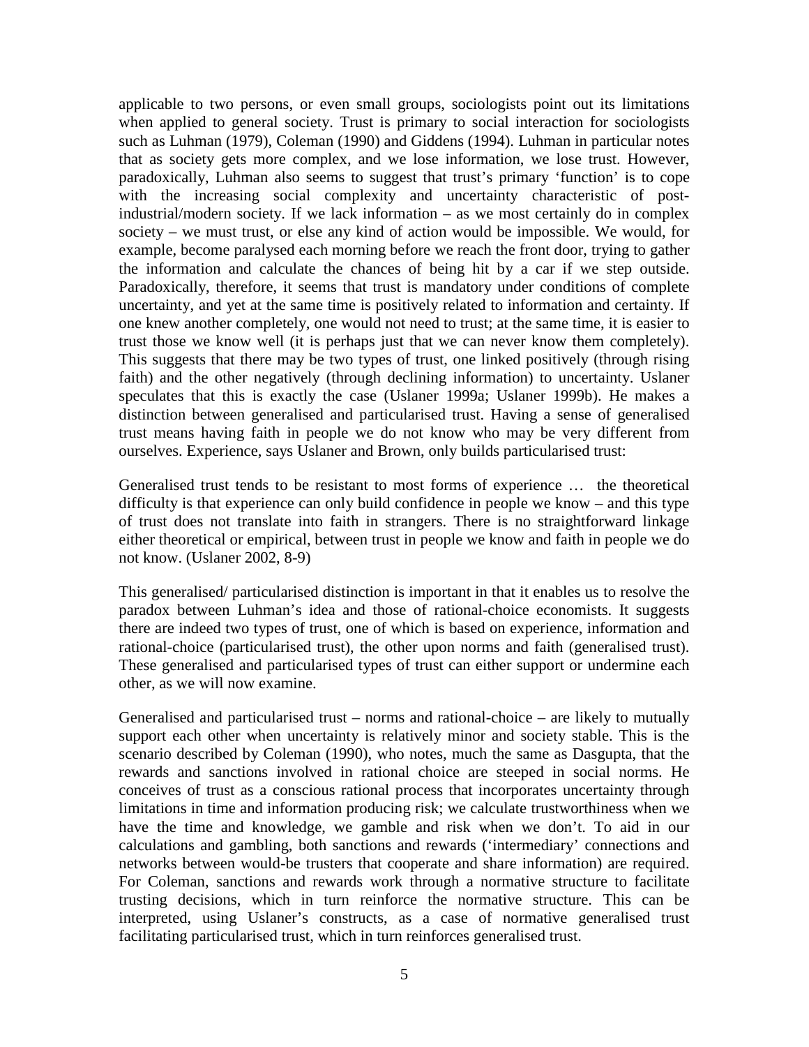applicable to two persons, or even small groups, sociologists point out its limitations when applied to general society. Trust is primary to social interaction for sociologists such as Luhman (1979), Coleman (1990) and Giddens (1994). Luhman in particular notes that as society gets more complex, and we lose information, we lose trust. However, paradoxically, Luhman also seems to suggest that trust's primary 'function' is to cope with the increasing social complexity and uncertainty characteristic of post-industrial/modern society. If we lack information – as we most certainly do in complex society – we must trust, or else any kind of action would be impossible. We would, for example, become paralysed each morning before we reach the front door, trying to gather the information and calculate the chances of being hit by a car if we step outside. Paradoxically, therefore, it seems that trust is mandatory under conditions of complete uncertainty, and yet at the same time is positively related to information and certainty. If one knew another completely, one would not need to trust; at the same time, it is easier to trust those we know well (it is perhaps just that we can never know them completely). This suggests that there may be two types of trust, one linked positively (through rising faith) and the other negatively (through declining information) to uncertainty. Uslaner speculates that this is exactly the case (Uslaner 1999a; Uslaner 1999b). He makes a distinction between generalised and particularised trust. Having a sense of generalised trust means having faith in people we do not know who may be very different from ourselves. Experience, says Uslaner and Brown, only builds particularised trust:

Generalised trust tends to be resistant to most forms of experience … the theoretical difficulty is that experience can only build confidence in people we know – and this type of trust does not translate into faith in strangers. There is no straightforward linkage either theoretical or empirical, between trust in people we know and faith in people we do not know. (Uslaner 2002, 8-9)

This generalised/ particularised distinction is important in that it enables us to resolve the paradox between Luhman's idea and those of rational-choice economists. It suggests there are indeed two types of trust, one of which is based on experience, information and rational-choice (particularised trust), the other upon norms and faith (generalised trust). These generalised and particularised types of trust can either support or undermine each other, as we will now examine.

Generalised and particularised trust – norms and rational-choice – are likely to mutually support each other when uncertainty is relatively minor and society stable. This is the scenario described by Coleman (1990), who notes, much the same as Dasgupta, that the rewards and sanctions involved in rational choice are steeped in social norms. He conceives of trust as a conscious rational process that incorporates uncertainty through limitations in time and information producing risk; we calculate trustworthiness when we have the time and knowledge, we gamble and risk when we don't. To aid in our calculations and gambling, both sanctions and rewards ('intermediary' connections and networks between would-be trusters that cooperate and share information) are required. For Coleman, sanctions and rewards work through a normative structure to facilitate trusting decisions, which in turn reinforce the normative structure. This can be interpreted, using Uslaner's constructs, as a case of normative generalised trust facilitating particularised trust, which in turn reinforces generalised trust.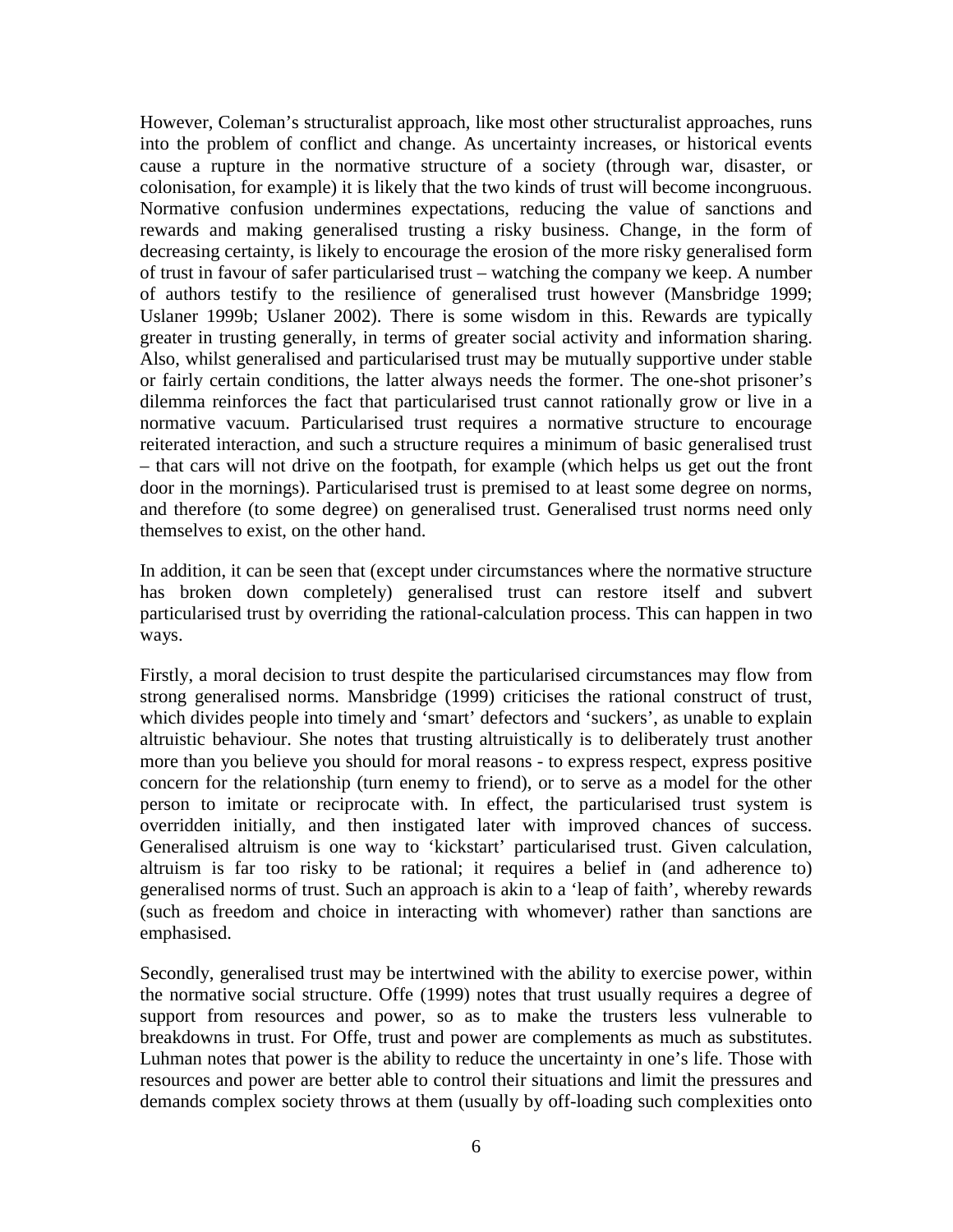However, Coleman's structuralist approach, like most other structuralist approaches, runs into the problem of conflict and change. As uncertainty increases, or historical events cause a rupture in the normative structure of a society (through war, disaster, or colonisation, for example) it is likely that the two kinds of trust will become incongruous. Normative confusion undermines expectations, reducing the value of sanctions and rewards and making generalised trusting a risky business. Change, in the form of decreasing certainty, is likely to encourage the erosion of the more risky generalised form of trust in favour of safer particularised trust – watching the company we keep. A number of authors testify to the resilience of generalised trust however (Mansbridge 1999; Uslaner 1999b; Uslaner 2002). There is some wisdom in this. Rewards are typically greater in trusting generally, in terms of greater social activity and information sharing. Also, whilst generalised and particularised trust may be mutually supportive under stable or fairly certain conditions, the latter always needs the former. The one-shot prisoner's dilemma reinforces the fact that particularised trust cannot rationally grow or live in a normative vacuum. Particularised trust requires a normative structure to encourage reiterated interaction, and such a structure requires a minimum of basic generalised trust – that cars will not drive on the footpath, for example (which helps us get out the front door in the mornings). Particularised trust is premised to at least some degree on norms, and therefore (to some degree) on generalised trust. Generalised trust norms need only themselves to exist, on the other hand.

In addition, it can be seen that (except under circumstances where the normative structure has broken down completely) generalised trust can restore itself and subvert particularised trust by overriding the rational-calculation process. This can happen in two ways.

Firstly, a moral decision to trust despite the particularised circumstances may flow from strong generalised norms. Mansbridge (1999) criticises the rational construct of trust, which divides people into timely and 'smart' defectors and 'suckers', as unable to explain altruistic behaviour. She notes that trusting altruistically is to deliberately trust another more than you believe you should for moral reasons - to express respect, express positive concern for the relationship (turn enemy to friend), or to serve as a model for the other person to imitate or reciprocate with. In effect, the particularised trust system is overridden initially, and then instigated later with improved chances of success. Generalised altruism is one way to 'kickstart' particularised trust. Given calculation, altruism is far too risky to be rational; it requires a belief in (and adherence to) generalised norms of trust. Such an approach is akin to a 'leap of faith', whereby rewards (such as freedom and choice in interacting with whomever) rather than sanctions are emphasised.

Secondly, generalised trust may be intertwined with the ability to exercise power, within the normative social structure. Offe (1999) notes that trust usually requires a degree of support from resources and power, so as to make the trusters less vulnerable to breakdowns in trust. For Offe, trust and power are complements as much as substitutes. Luhman notes that power is the ability to reduce the uncertainty in one's life. Those with resources and power are better able to control their situations and limit the pressures and demands complex society throws at them (usually by off-loading such complexities onto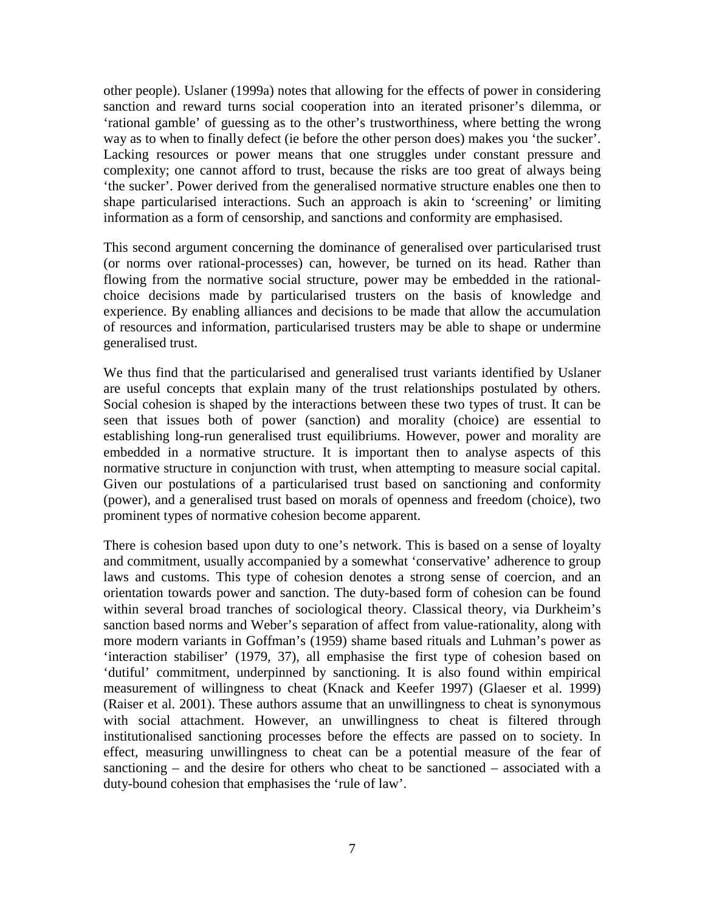other people). Uslaner (1999a) notes that allowing for the effects of power in considering sanction and reward turns social cooperation into an iterated prisoner's dilemma, or 'rational gamble' of guessing as to the other's trustworthiness, where betting the wrong way as to when to finally defect (ie before the other person does) makes you 'the sucker'. Lacking resources or power means that one struggles under constant pressure and complexity; one cannot afford to trust, because the risks are too great of always being 'the sucker'. Power derived from the generalised normative structure enables one then to shape particularised interactions. Such an approach is akin to 'screening' or limiting information as a form of censorship, and sanctions and conformity are emphasised.

This second argument concerning the dominance of generalised over particularised trust (or norms over rational-processes) can, however, be turned on its head. Rather than flowing from the normative social structure, power may be embedded in the rational-choice decisions made by particularised trusters on the basis of knowledge and experience. By enabling alliances and decisions to be made that allow the accumulation of resources and information, particularised trusters may be able to shape or undermine generalised trust.

We thus find that the particularised and generalised trust variants identified by Uslaner are useful concepts that explain many of the trust relationships postulated by others. Social cohesion is shaped by the interactions between these two types of trust. It can be seen that issues both of power (sanction) and morality (choice) are essential to establishing long-run generalised trust equilibriums. However, power and morality are embedded in a normative structure. It is important then to analyse aspects of this normative structure in conjunction with trust, when attempting to measure social capital. Given our postulations of a particularised trust based on sanctioning and conformity (power), and a generalised trust based on morals of openness and freedom (choice), two prominent types of normative cohesion become apparent.

There is cohesion based upon duty to one's network. This is based on a sense of loyalty and commitment, usually accompanied by a somewhat 'conservative' adherence to group laws and customs. This type of cohesion denotes a strong sense of coercion, and an orientation towards power and sanction. The duty-based form of cohesion can be found within several broad tranches of sociological theory. Classical theory, via Durkheim's sanction based norms and Weber's separation of affect from value-rationality, along with more modern variants in Goffman's (1959) shame based rituals and Luhman's power as 'interaction stabiliser' (1979, 37), all emphasise the first type of cohesion based on 'dutiful' commitment, underpinned by sanctioning. It is also found within empirical measurement of willingness to cheat (Knack and Keefer 1997) (Glaeser et al. 1999) (Raiser et al. 2001). These authors assume that an unwillingness to cheat is synonymous with social attachment. However, an unwillingness to cheat is filtered through institutionalised sanctioning processes before the effects are passed on to society. In effect, measuring unwillingness to cheat can be a potential measure of the fear of sanctioning – and the desire for others who cheat to be sanctioned – associated with a duty-bound cohesion that emphasises the 'rule of law'.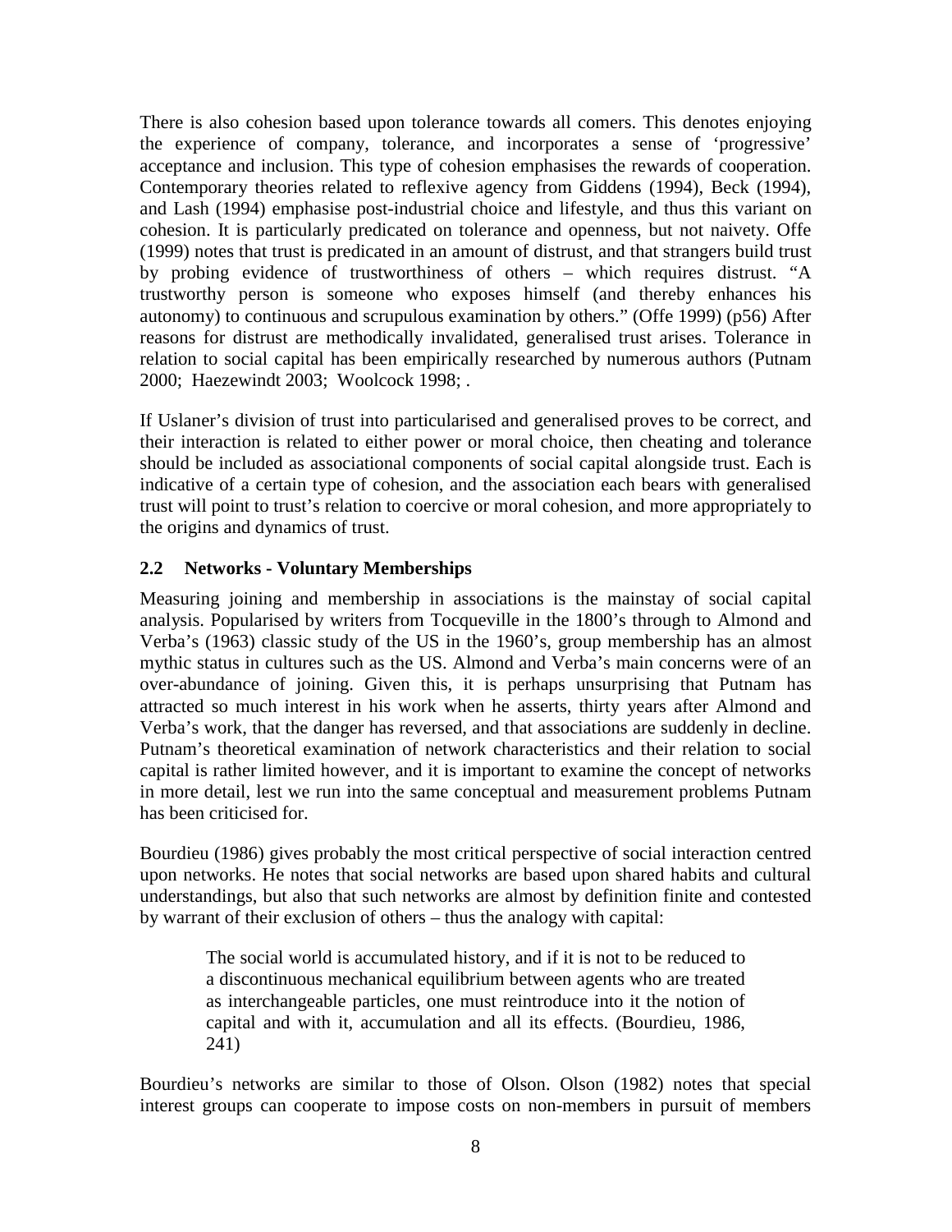There is also cohesion based upon tolerance towards all comers. This denotes enjoying the experience of company, tolerance, and incorporates a sense of 'progressive' acceptance and inclusion. This type of cohesion emphasises the rewards of cooperation. Contemporary theories related to reflexive agency from Giddens (1994), Beck (1994), and Lash (1994) emphasise post-industrial choice and lifestyle, and thus this variant on cohesion. It is particularly predicated on tolerance and openness, but not naivety. Offe (1999) notes that trust is predicated in an amount of distrust, and that strangers build trust by probing evidence of trustworthiness of others – which requires distrust. "A trustworthy person is someone who exposes himself (and thereby enhances his autonomy) to continuous and scrupulous examination by others." (Offe 1999) (p56) After reasons for distrust are methodically invalidated, generalised trust arises. Tolerance in relation to social capital has been empirically researched by numerous authors (Putnam 2000; Haezewindt 2003; Woolcock 1998; .

If Uslaner's division of trust into particularised and generalised proves to be correct, and their interaction is related to either power or moral choice, then cheating and tolerance should be included as associational components of social capital alongside trust. Each is indicative of a certain type of cohesion, and the association each bears with generalised trust will point to trust's relation to coercive or moral cohesion, and more appropriately to the origins and dynamics of trust.

### 2.2 Networks - Voluntary Memberships

Measuring joining and membership in associations is the mainstay of social capital analysis. Popularised by writers from Tocqueville in the 1800's through to Almond and Verba's (1963) classic study of the US in the 1960's, group membership has an almost mythic status in cultures such as the US. Almond and Verba's main concerns were of an over-abundance of joining. Given this, it is perhaps unsurprising that Putnam has attracted so much interest in his work when he asserts, thirty years after Almond and Verba's work, that the danger has reversed, and that associations are suddenly in decline. Putnam's theoretical examination of network characteristics and their relation to social capital is rather limited however, and it is important to examine the concept of networks in more detail, lest we run into the same conceptual and measurement problems Putnam has been criticised for.

Bourdieu (1986) gives probably the most critical perspective of social interaction centred upon networks. He notes that social networks are based upon shared habits and cultural understandings, but also that such networks are almost by definition finite and contested by warrant of their exclusion of others – thus the analogy with capital:

> The social world is accumulated history, and if it is not to be reduced to a discontinuous mechanical equilibrium between agents who are treated as interchangeable particles, one must reintroduce into it the notion of capital and with it, accumulation and all its effects. (Bourdieu, 1986, 241)

Bourdieu's networks are similar to those of Olson. Olson (1982) notes that special interest groups can cooperate to impose costs on non-members in pursuit of members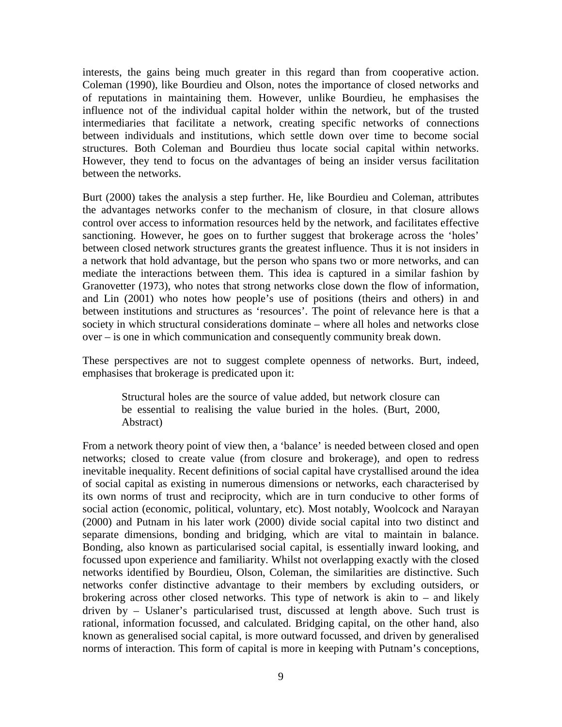interests, the gains being much greater in this regard than from cooperative action. Coleman (1990), like Bourdieu and Olson, notes the importance of closed networks and of reputations in maintaining them. However, unlike Bourdieu, he emphasises the influence not of the individual capital holder within the network, but of the trusted intermediaries that facilitate a network, creating specific networks of connections between individuals and institutions, which settle down over time to become social structures. Both Coleman and Bourdieu thus locate social capital within networks. However, they tend to focus on the advantages of being an insider versus facilitation between the networks.

Burt (2000) takes the analysis a step further. He, like Bourdieu and Coleman, attributes the advantages networks confer to the mechanism of closure, in that closure allows control over access to information resources held by the network, and facilitates effective sanctioning. However, he goes on to further suggest that brokerage across the 'holes' between closed network structures grants the greatest influence. Thus it is not insiders in a network that hold advantage, but the person who spans two or more networks, and can mediate the interactions between them. This idea is captured in a similar fashion by Granovetter (1973), who notes that strong networks close down the flow of information, and Lin (2001) who notes how people's use of positions (theirs and others) in and between institutions and structures as 'resources'. The point of relevance here is that a society in which structural considerations dominate – where all holes and networks close over – is one in which communication and consequently community break down.

These perspectives are not to suggest complete openness of networks. Burt, indeed, emphasises that brokerage is predicated upon it:

> Structural holes are the source of value added, but network closure can be essential to realising the value buried in the holes. (Burt, 2000, Abstract)

From a network theory point of view then, a 'balance' is needed between closed and open networks; closed to create value (from closure and brokerage), and open to redress inevitable inequality. Recent definitions of social capital have crystallised around the idea of social capital as existing in numerous dimensions or networks, each characterised by its own norms of trust and reciprocity, which are in turn conducive to other forms of social action (economic, political, voluntary, etc). Most notably, Woolcock and Narayan (2000) and Putnam in his later work (2000) divide social capital into two distinct and separate dimensions, bonding and bridging, which are vital to maintain in balance. Bonding, also known as particularised social capital, is essentially inward looking, and focussed upon experience and familiarity. Whilst not overlapping exactly with the closed networks identified by Bourdieu, Olson, Coleman, the similarities are distinctive. Such networks confer distinctive advantage to their members by excluding outsiders, or brokering across other closed networks. This type of network is akin to – and likely driven by – Uslaner's particularised trust, discussed at length above. Such trust is rational, information focussed, and calculated. Bridging capital, on the other hand, also known as generalised social capital, is more outward focussed, and driven by generalised norms of interaction. This form of capital is more in keeping with Putnam's conceptions,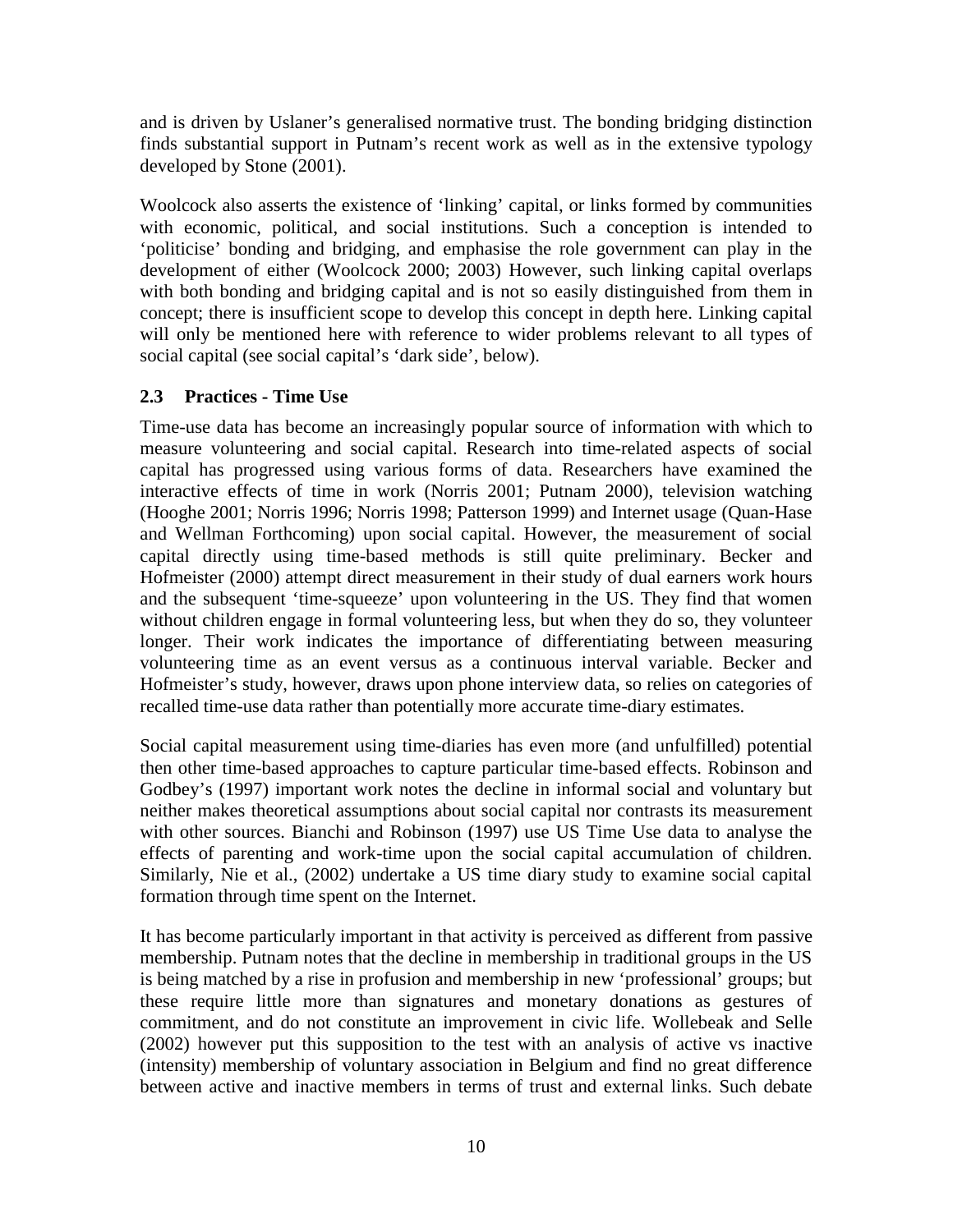and is driven by Uslaner's generalised normative trust. The bonding bridging distinction finds substantial support in Putnam's recent work as well as in the extensive typology developed by Stone (2001).

Woolcock also asserts the existence of 'linking' capital, or links formed by communities with economic, political, and social institutions. Such a conception is intended to 'politicise' bonding and bridging, and emphasise the role government can play in the development of either (Woolcock 2000; 2003) However, such linking capital overlaps with both bonding and bridging capital and is not so easily distinguished from them in concept; there is insufficient scope to develop this concept in depth here. Linking capital will only be mentioned here with reference to wider problems relevant to all types of social capital (see social capital's 'dark side', below).

## 2.3 Practices - Time Use

Time-use data has become an increasingly popular source of information with which to measure volunteering and social capital. Research into time-related aspects of social capital has progressed using various forms of data. Researchers have examined the interactive effects of time in work (Norris 2001; Putnam 2000), television watching (Hooghe 2001; Norris 1996; Norris 1998; Patterson 1999) and Internet usage (Quan-Hase and Wellman Forthcoming) upon social capital. However, the measurement of social capital directly using time-based methods is still quite preliminary. Becker and Hofmeister (2000) attempt direct measurement in their study of dual earners work hours and the subsequent 'time-squeeze' upon volunteering in the US. They find that women without children engage in formal volunteering less, but when they do so, they volunteer longer. Their work indicates the importance of differentiating between measuring volunteering time as an event versus as a continuous interval variable. Becker and Hofmeister's study, however, draws upon phone interview data, so relies on categories of recalled time-use data rather than potentially more accurate time-diary estimates.

Social capital measurement using time-diaries has even more (and unfulfilled) potential then other time-based approaches to capture particular time-based effects. Robinson and Godbey's (1997) important work notes the decline in informal social and voluntary but neither makes theoretical assumptions about social capital nor contrasts its measurement with other sources. Bianchi and Robinson (1997) use US Time Use data to analyse the effects of parenting and work-time upon the social capital accumulation of children. Similarly, Nie et al., (2002) undertake a US time diary study to examine social capital formation through time spent on the Internet.

It has become particularly important in that activity is perceived as different from passive membership. Putnam notes that the decline in membership in traditional groups in the US is being matched by a rise in profusion and membership in new 'professional' groups; but these require little more than signatures and monetary donations as gestures of commitment, and do not constitute an improvement in civic life. Wollebeak and Selle (2002) however put this supposition to the test with an analysis of active vs inactive (intensity) membership of voluntary association in Belgium and find no great difference between active and inactive members in terms of trust and external links. Such debate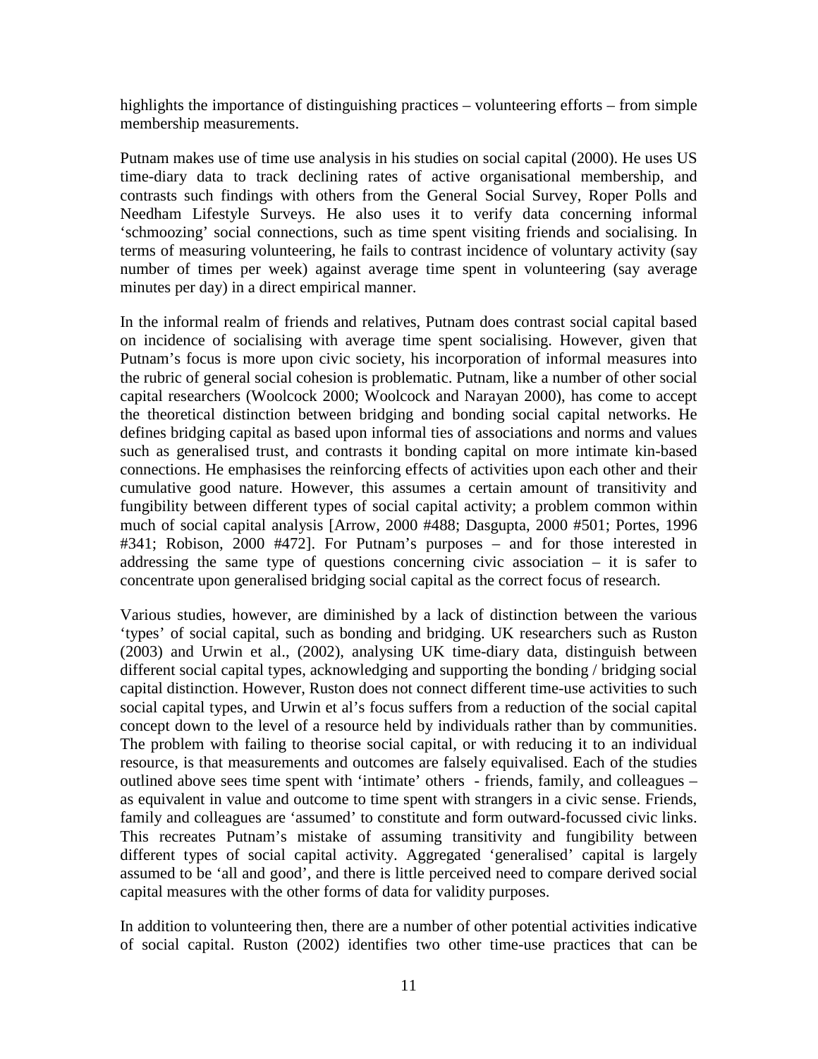highlights the importance of distinguishing practices – volunteering efforts – from simple membership measurements.

Putnam makes use of time use analysis in his studies on social capital (2000). He uses US time-diary data to track declining rates of active organisational membership, and contrasts such findings with others from the General Social Survey, Roper Polls and Needham Lifestyle Surveys. He also uses it to verify data concerning informal 'schmoozing' social connections, such as time spent visiting friends and socialising. In terms of measuring volunteering, he fails to contrast incidence of voluntary activity (say number of times per week) against average time spent in volunteering (say average minutes per day) in a direct empirical manner.

In the informal realm of friends and relatives, Putnam does contrast social capital based on incidence of socialising with average time spent socialising. However, given that Putnam's focus is more upon civic society, his incorporation of informal measures into the rubric of general social cohesion is problematic. Putnam, like a number of other social capital researchers (Woolcock 2000; Woolcock and Narayan 2000), has come to accept the theoretical distinction between bridging and bonding social capital networks. He defines bridging capital as based upon informal ties of associations and norms and values such as generalised trust, and contrasts it bonding capital on more intimate kin-based connections. He emphasises the reinforcing effects of activities upon each other and their cumulative good nature. However, this assumes a certain amount of transitivity and fungibility between different types of social capital activity; a problem common within much of social capital analysis [Arrow, 2000 #488; Dasgupta, 2000 #501; Portes, 1996 #341; Robison, 2000 #472]. For Putnam's purposes – and for those interested in addressing the same type of questions concerning civic association – it is safer to concentrate upon generalised bridging social capital as the correct focus of research.

Various studies, however, are diminished by a lack of distinction between the various 'types' of social capital, such as bonding and bridging. UK researchers such as Ruston (2003) and Urwin et al., (2002), analysing UK time-diary data, distinguish between different social capital types, acknowledging and supporting the bonding / bridging social capital distinction. However, Ruston does not connect different time-use activities to such social capital types, and Urwin et al's focus suffers from a reduction of the social capital concept down to the level of a resource held by individuals rather than by communities. The problem with failing to theorise social capital, or with reducing it to an individual resource, is that measurements and outcomes are falsely equivalised. Each of the studies outlined above sees time spent with 'intimate' others - friends, family, and colleagues – as equivalent in value and outcome to time spent with strangers in a civic sense. Friends, family and colleagues are 'assumed' to constitute and form outward-focussed civic links. This recreates Putnam's mistake of assuming transitivity and fungibility between different types of social capital activity. Aggregated 'generalised' capital is largely assumed to be 'all and good', and there is little perceived need to compare derived social capital measures with the other forms of data for validity purposes.

In addition to volunteering then, there are a number of other potential activities indicative of social capital. Ruston (2002) identifies two other time-use practices that can be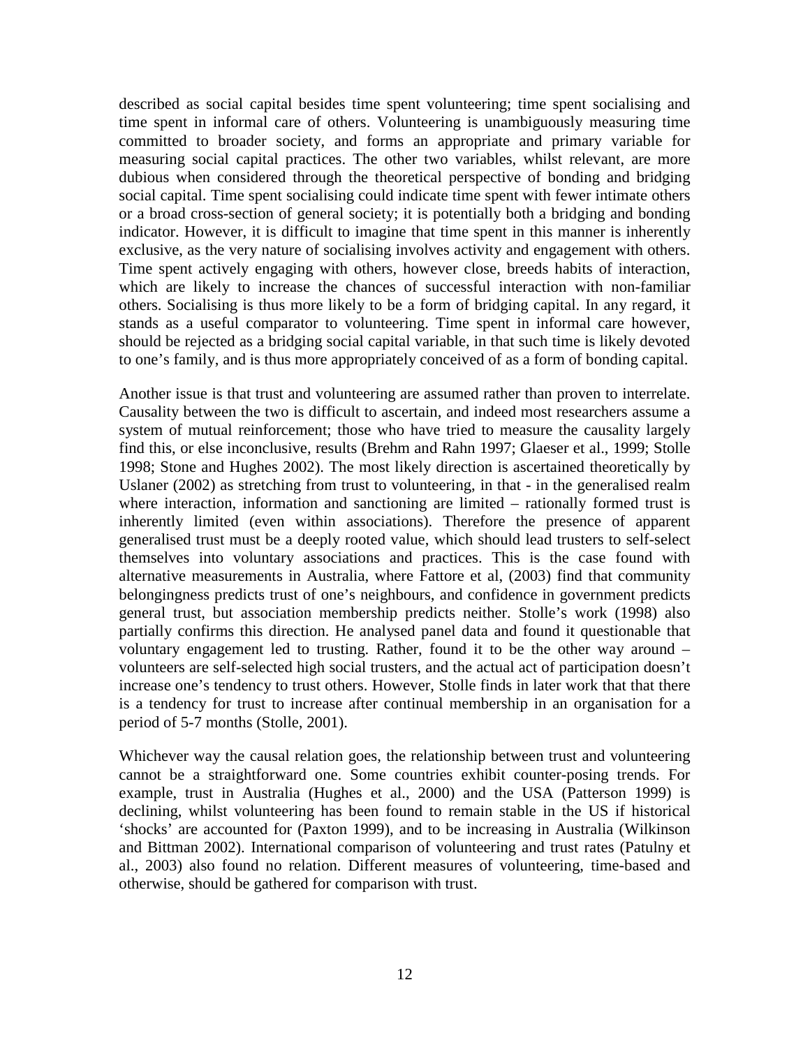described as social capital besides time spent volunteering; time spent socialising and time spent in informal care of others. Volunteering is unambiguously measuring time committed to broader society, and forms an appropriate and primary variable for measuring social capital practices. The other two variables, whilst relevant, are more dubious when considered through the theoretical perspective of bonding and bridging social capital. Time spent socialising could indicate time spent with fewer intimate others or a broad cross-section of general society; it is potentially both a bridging and bonding indicator. However, it is difficult to imagine that time spent in this manner is inherently exclusive, as the very nature of socialising involves activity and engagement with others. Time spent actively engaging with others, however close, breeds habits of interaction, which are likely to increase the chances of successful interaction with non-familiar others. Socialising is thus more likely to be a form of bridging capital. In any regard, it stands as a useful comparator to volunteering. Time spent in informal care however, should be rejected as a bridging social capital variable, in that such time is likely devoted to one's family, and is thus more appropriately conceived of as a form of bonding capital.

Another issue is that trust and volunteering are assumed rather than proven to interrelate. Causality between the two is difficult to ascertain, and indeed most researchers assume a system of mutual reinforcement; those who have tried to measure the causality largely find this, or else inconclusive, results (Brehm and Rahn 1997; Glaeser et al., 1999; Stolle 1998; Stone and Hughes 2002). The most likely direction is ascertained theoretically by Uslaner (2002) as stretching from trust to volunteering, in that - in the generalised realm where interaction, information and sanctioning are limited – rationally formed trust is inherently limited (even within associations). Therefore the presence of apparent generalised trust must be a deeply rooted value, which should lead trusters to self-select themselves into voluntary associations and practices. This is the case found with alternative measurements in Australia, where Fattore et al, (2003) find that community belongingness predicts trust of one's neighbours, and confidence in government predicts general trust, but association membership predicts neither. Stolle's work (1998) also partially confirms this direction. He analysed panel data and found it questionable that voluntary engagement led to trusting. Rather, found it to be the other way around – volunteers are self-selected high social trusters, and the actual act of participation doesn't increase one's tendency to trust others. However, Stolle finds in later work that that there is a tendency for trust to increase after continual membership in an organisation for a period of 5-7 months (Stolle, 2001).

Whichever way the causal relation goes, the relationship between trust and volunteering cannot be a straightforward one. Some countries exhibit counter-posing trends. For example, trust in Australia (Hughes et al., 2000) and the USA (Patterson 1999) is declining, whilst volunteering has been found to remain stable in the US if historical 'shocks' are accounted for (Paxton 1999), and to be increasing in Australia (Wilkinson and Bittman 2002). International comparison of volunteering and trust rates (Patulny et al., 2003) also found no relation. Different measures of volunteering, time-based and otherwise, should be gathered for comparison with trust.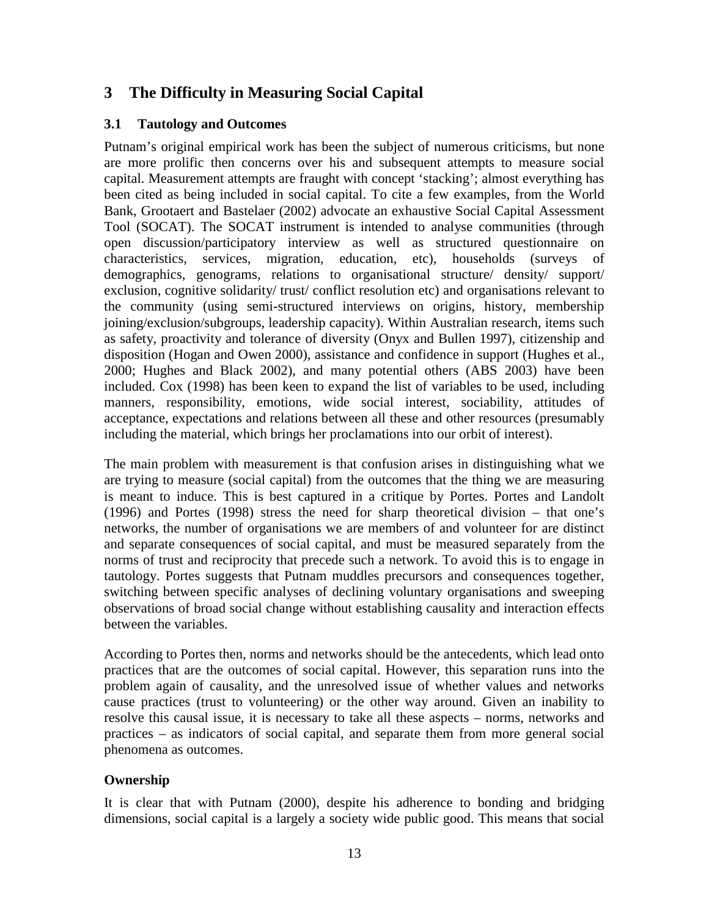# 3 The Difficulty in Measuring Social Capital

## 3.1 Tautology and Outcomes

Putnam's original empirical work has been the subject of numerous criticisms, but none are more prolific then concerns over his and subsequent attempts to measure social capital. Measurement attempts are fraught with concept 'stacking'; almost everything has been cited as being included in social capital. To cite a few examples, from the World Bank, Grootaert and Bastelaer (2002) advocate an exhaustive Social Capital Assessment Tool (SOCAT). The SOCAT instrument is intended to analyse communities (through open discussion/participatory interview as well as structured questionnaire on characteristics, services, migration, education, etc), households (surveys of demographics, genograms, relations to organisational structure/ density/ support/ exclusion, cognitive solidarity/ trust/ conflict resolution etc) and organisations relevant to the community (using semi-structured interviews on origins, history, membership joining/exclusion/subgroups, leadership capacity). Within Australian research, items such as safety, proactivity and tolerance of diversity (Onyx and Bullen 1997), citizenship and disposition (Hogan and Owen 2000), assistance and confidence in support (Hughes et al., 2000; Hughes and Black 2002), and many potential others (ABS 2003) have been included. Cox (1998) has been keen to expand the list of variables to be used, including manners, responsibility, emotions, wide social interest, sociability, attitudes of acceptance, expectations and relations between all these and other resources (presumably including the material, which brings her proclamations into our orbit of interest).

The main problem with measurement is that confusion arises in distinguishing what we are trying to measure (social capital) from the outcomes that the thing we are measuring is meant to induce. This is best captured in a critique by Portes. Portes and Landolt (1996) and Portes (1998) stress the need for sharp theoretical division – that one's networks, the number of organisations we are members of and volunteer for are distinct and separate consequences of social capital, and must be measured separately from the norms of trust and reciprocity that precede such a network. To avoid this is to engage in tautology. Portes suggests that Putnam muddles precursors and consequences together, switching between specific analyses of declining voluntary organisations and sweeping observations of broad social change without establishing causality and interaction effects between the variables.

According to Portes then, norms and networks should be the antecedents, which lead onto practices that are the outcomes of social capital. However, this separation runs into the problem again of causality, and the unresolved issue of whether values and networks cause practices (trust to volunteering) or the other way around. Given an inability to resolve this causal issue, it is necessary to take all these aspects – norms, networks and practices – as indicators of social capital, and separate them from more general social phenomena as outcomes.

### Ownership

It is clear that with Putnam (2000), despite his adherence to bonding and bridging dimensions, social capital is a largely a society wide public good. This means that social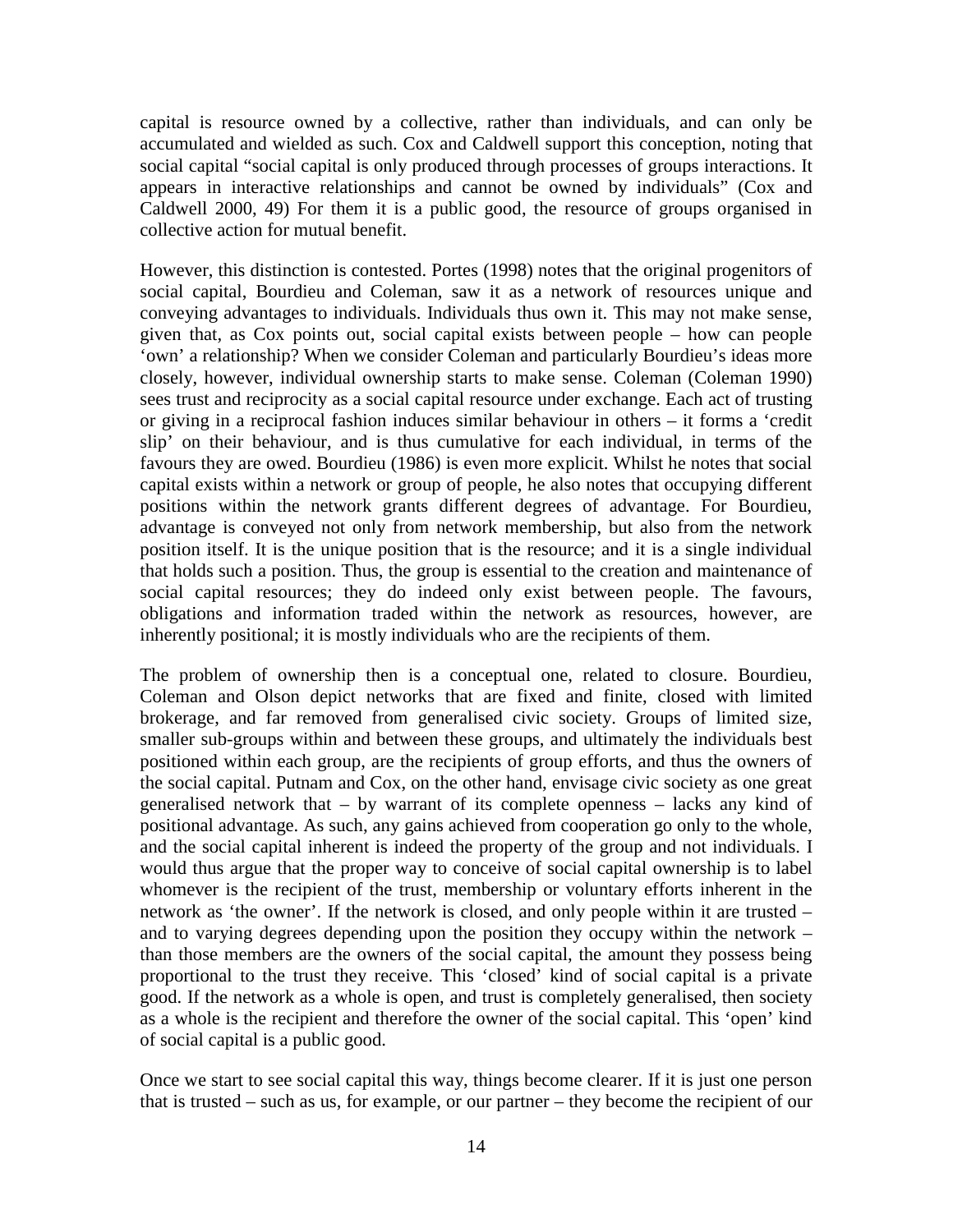capital is resource owned by a collective, rather than individuals, and can only be accumulated and wielded as such. Cox and Caldwell support this conception, noting that social capital "social capital is only produced through processes of groups interactions. It appears in interactive relationships and cannot be owned by individuals" (Cox and Caldwell 2000, 49) For them it is a public good, the resource of groups organised in collective action for mutual benefit.

However, this distinction is contested. Portes (1998) notes that the original progenitors of social capital, Bourdieu and Coleman, saw it as a network of resources unique and conveying advantages to individuals. Individuals thus own it. This may not make sense, given that, as Cox points out, social capital exists between people – how can people 'own' a relationship? When we consider Coleman and particularly Bourdieu's ideas more closely, however, individual ownership starts to make sense. Coleman (Coleman 1990) sees trust and reciprocity as a social capital resource under exchange. Each act of trusting or giving in a reciprocal fashion induces similar behaviour in others – it forms a 'credit slip' on their behaviour, and is thus cumulative for each individual, in terms of the favours they are owed. Bourdieu (1986) is even more explicit. Whilst he notes that social capital exists within a network or group of people, he also notes that occupying different positions within the network grants different degrees of advantage. For Bourdieu, advantage is conveyed not only from network membership, but also from the network position itself. It is the unique position that is the resource; and it is a single individual that holds such a position. Thus, the group is essential to the creation and maintenance of social capital resources; they do indeed only exist between people. The favours, obligations and information traded within the network as resources, however, are inherently positional; it is mostly individuals who are the recipients of them.

The problem of ownership then is a conceptual one, related to closure. Bourdieu, Coleman and Olson depict networks that are fixed and finite, closed with limited brokerage, and far removed from generalised civic society. Groups of limited size, smaller sub-groups within and between these groups, and ultimately the individuals best positioned within each group, are the recipients of group efforts, and thus the owners of the social capital. Putnam and Cox, on the other hand, envisage civic society as one great generalised network that – by warrant of its complete openness – lacks any kind of positional advantage. As such, any gains achieved from cooperation go only to the whole, and the social capital inherent is indeed the property of the group and not individuals. I would thus argue that the proper way to conceive of social capital ownership is to label whomever is the recipient of the trust, membership or voluntary efforts inherent in the network as 'the owner'. If the network is closed, and only people within it are trusted – and to varying degrees depending upon the position they occupy within the network – than those members are the owners of the social capital, the amount they possess being proportional to the trust they receive. This 'closed' kind of social capital is a private good. If the network as a whole is open, and trust is completely generalised, then society as a whole is the recipient and therefore the owner of the social capital. This 'open' kind of social capital is a public good.

Once we start to see social capital this way, things become clearer. If it is just one person that is trusted – such as us, for example, or our partner – they become the recipient of our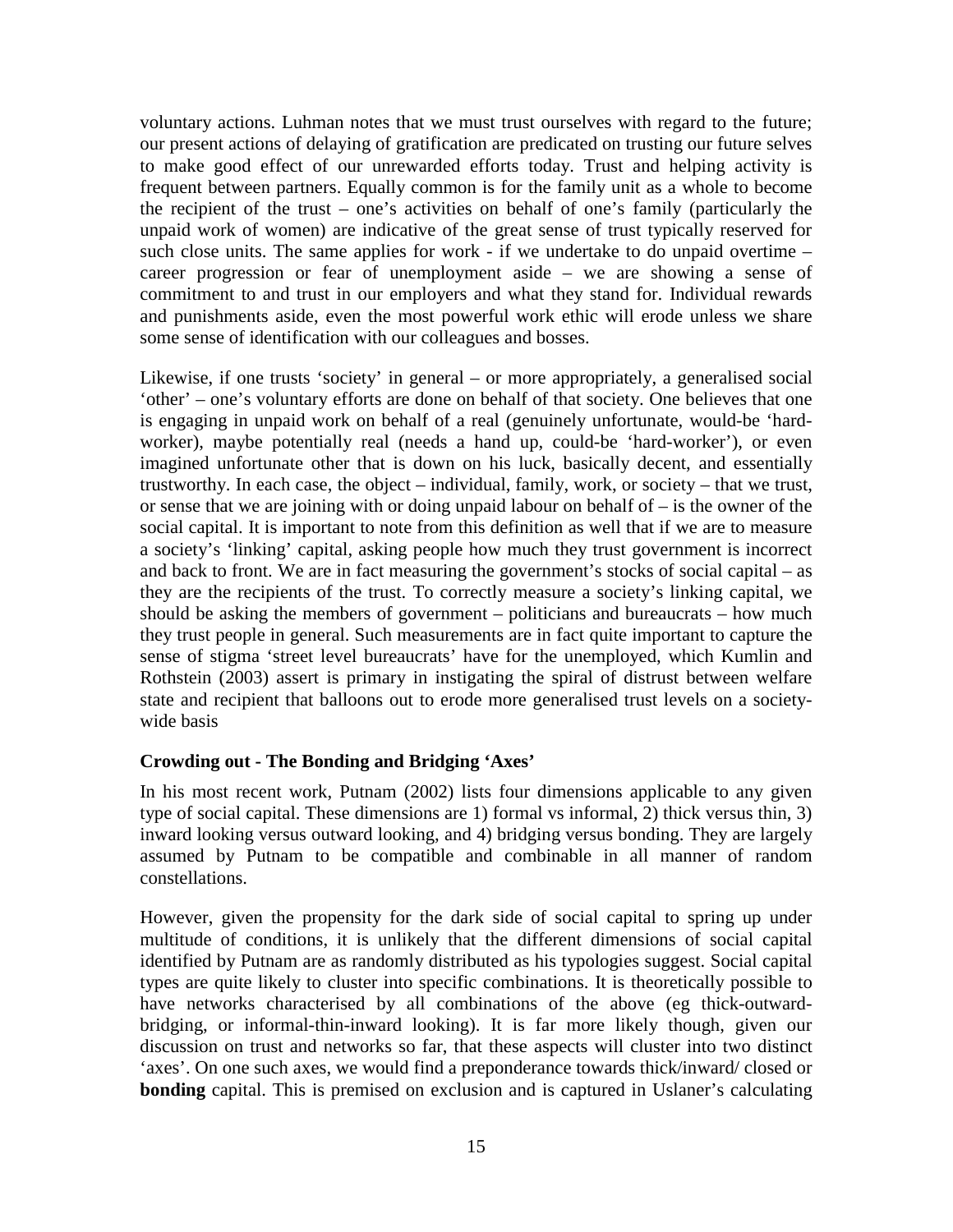voluntary actions. Luhman notes that we must trust ourselves with regard to the future; our present actions of delaying of gratification are predicated on trusting our future selves to make good effect of our unrewarded efforts today. Trust and helping activity is frequent between partners. Equally common is for the family unit as a whole to become the recipient of the trust – one's activities on behalf of one's family (particularly the unpaid work of women) are indicative of the great sense of trust typically reserved for such close units. The same applies for work - if we undertake to do unpaid overtime – career progression or fear of unemployment aside – we are showing a sense of commitment to and trust in our employers and what they stand for. Individual rewards and punishments aside, even the most powerful work ethic will erode unless we share some sense of identification with our colleagues and bosses.

Likewise, if one trusts 'society' in general – or more appropriately, a generalised social 'other' – one's voluntary efforts are done on behalf of that society. One believes that one is engaging in unpaid work on behalf of a real (genuinely unfortunate, would-be 'hard-worker), maybe potentially real (needs a hand up, could-be 'hard-worker'), or even imagined unfortunate other that is down on his luck, basically decent, and essentially trustworthy. In each case, the object – individual, family, work, or society – that we trust, or sense that we are joining with or doing unpaid labour on behalf of – is the owner of the social capital. It is important to note from this definition as well that if we are to measure a society's 'linking' capital, asking people how much they trust government is incorrect and back to front. We are in fact measuring the government's stocks of social capital – as they are the recipients of the trust. To correctly measure a society's linking capital, we should be asking the members of government – politicians and bureaucrats – how much they trust people in general. Such measurements are in fact quite important to capture the sense of stigma 'street level bureaucrats' have for the unemployed, which Kumlin and Rothstein (2003) assert is primary in instigating the spiral of distrust between welfare state and recipient that balloons out to erode more generalised trust levels on a society-wide basis

**Crowding out - The Bonding and Bridging 'Axes'**

In his most recent work, Putnam (2002) lists four dimensions applicable to any given type of social capital. These dimensions are 1) formal vs informal, 2) thick versus thin, 3) inward looking versus outward looking, and 4) bridging versus bonding. They are largely assumed by Putnam to be compatible and combinable in all manner of random constellations.

However, given the propensity for the dark side of social capital to spring up under multitude of conditions, it is unlikely that the different dimensions of social capital identified by Putnam are as randomly distributed as his typologies suggest. Social capital types are quite likely to cluster into specific combinations. It is theoretically possible to have networks characterised by all combinations of the above (eg thick-outward-bridging, or informal-thin-inward looking). It is far more likely though, given our discussion on trust and networks so far, that these aspects will cluster into two distinct 'axes'. On one such axes, we would find a preponderance towards thick/inward/ closed or **bonding** capital. This is premised on exclusion and is captured in Uslaner's calculating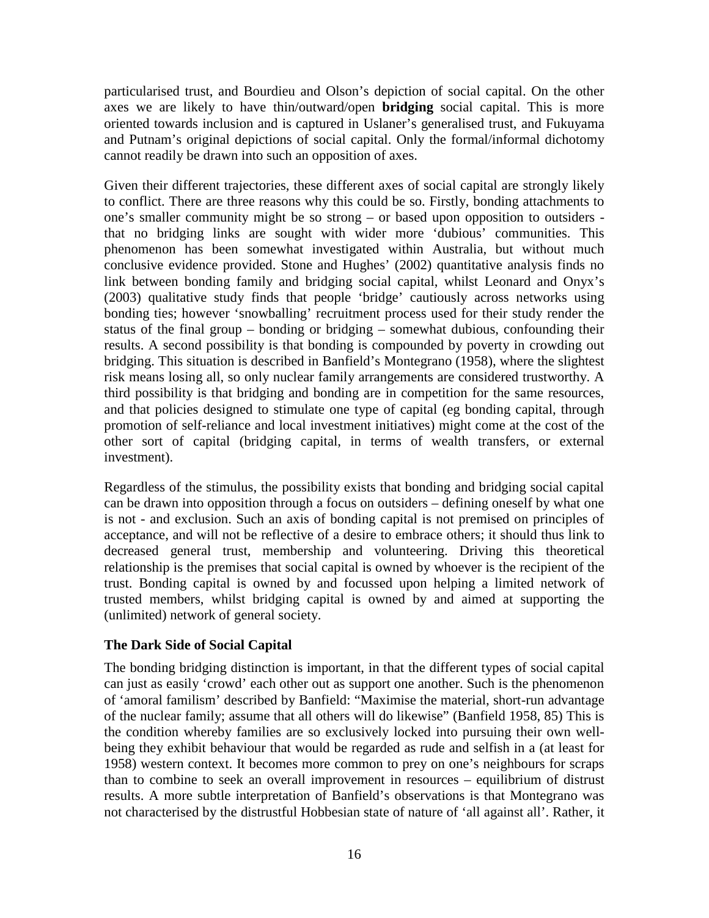particularised trust, and Bourdieu and Olson's depiction of social capital. On the other axes we are likely to have thin/outward/open **bridging** social capital. This is more oriented towards inclusion and is captured in Uslaner's generalised trust, and Fukuyama and Putnam's original depictions of social capital. Only the formal/informal dichotomy cannot readily be drawn into such an opposition of axes.

Given their different trajectories, these different axes of social capital are strongly likely to conflict. There are three reasons why this could be so. Firstly, bonding attachments to one's smaller community might be so strong – or based upon opposition to outsiders - that no bridging links are sought with wider more 'dubious' communities. This phenomenon has been somewhat investigated within Australia, but without much conclusive evidence provided. Stone and Hughes' (2002) quantitative analysis finds no link between bonding family and bridging social capital, whilst Leonard and Onyx's (2003) qualitative study finds that people 'bridge' cautiously across networks using bonding ties; however 'snowballing' recruitment process used for their study render the status of the final group – bonding or bridging – somewhat dubious, confounding their results. A second possibility is that bonding is compounded by poverty in crowding out bridging. This situation is described in Banfield's Montegrano (1958), where the slightest risk means losing all, so only nuclear family arrangements are considered trustworthy. A third possibility is that bridging and bonding are in competition for the same resources, and that policies designed to stimulate one type of capital (eg bonding capital, through promotion of self-reliance and local investment initiatives) might come at the cost of the other sort of capital (bridging capital, in terms of wealth transfers, or external investment).

Regardless of the stimulus, the possibility exists that bonding and bridging social capital can be drawn into opposition through a focus on outsiders – defining oneself by what one is not - and exclusion. Such an axis of bonding capital is not premised on principles of acceptance, and will not be reflective of a desire to embrace others; it should thus link to decreased general trust, membership and volunteering. Driving this theoretical relationship is the premises that social capital is owned by whoever is the recipient of the trust. Bonding capital is owned by and focussed upon helping a limited network of trusted members, whilst bridging capital is owned by and aimed at supporting the (unlimited) network of general society.

### The Dark Side of Social Capital

The bonding bridging distinction is important, in that the different types of social capital can just as easily 'crowd' each other out as support one another. Such is the phenomenon of 'amoral familism' described by Banfield: "Maximise the material, short-run advantage of the nuclear family; assume that all others will do likewise" (Banfield 1958, 85) This is the condition whereby families are so exclusively locked into pursuing their own well-being they exhibit behaviour that would be regarded as rude and selfish in a (at least for 1958) western context. It becomes more common to prey on one's neighbours for scraps than to combine to seek an overall improvement in resources – equilibrium of distrust results. A more subtle interpretation of Banfield's observations is that Montegrano was not characterised by the distrustful Hobbesian state of nature of 'all against all'. Rather, it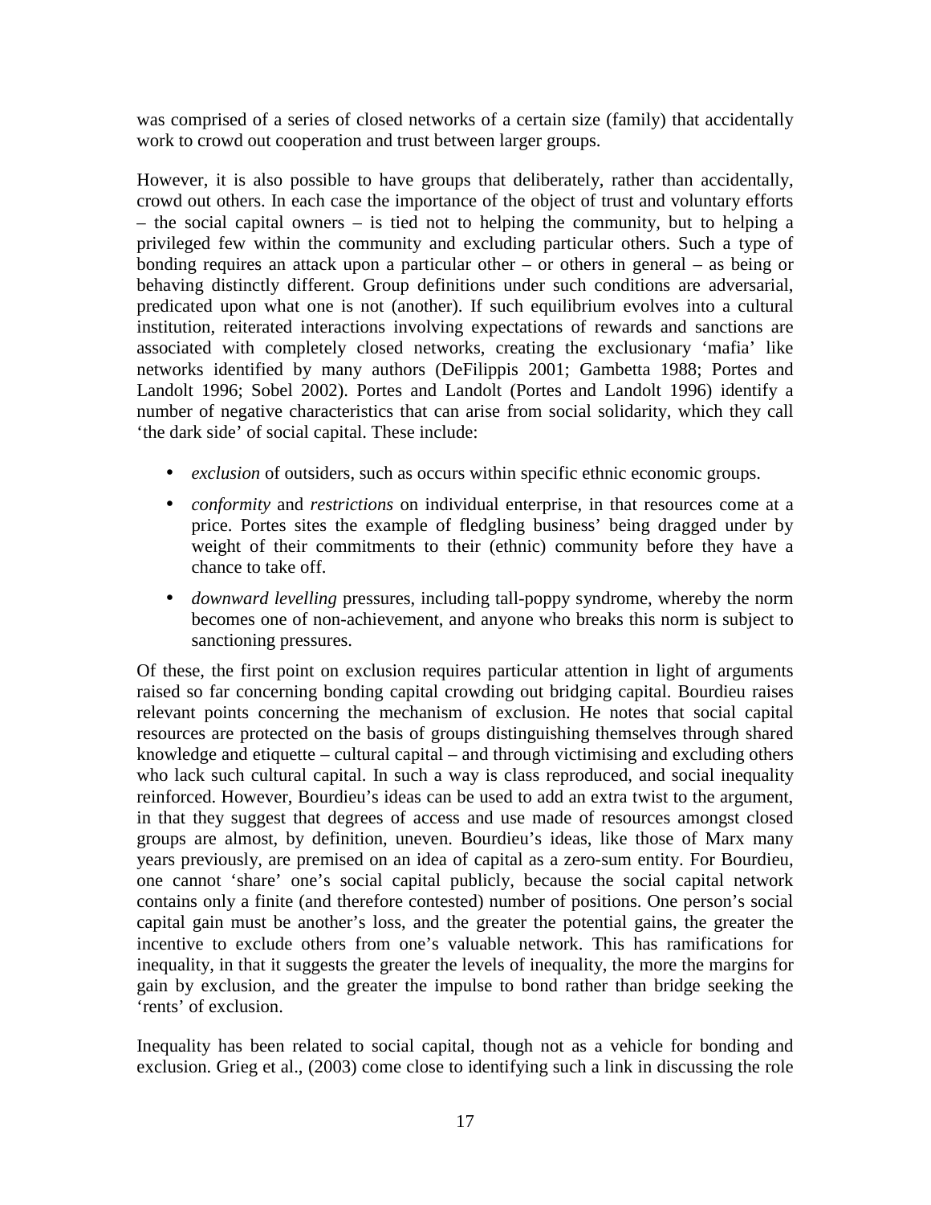was comprised of a series of closed networks of a certain size (family) that accidentally work to crowd out cooperation and trust between larger groups.

However, it is also possible to have groups that deliberately, rather than accidentally, crowd out others. In each case the importance of the object of trust and voluntary efforts – the social capital owners – is tied not to helping the community, but to helping a privileged few within the community and excluding particular others. Such a type of bonding requires an attack upon a particular other – or others in general – as being or behaving distinctly different. Group definitions under such conditions are adversarial, predicated upon what one is not (another). If such equilibrium evolves into a cultural institution, reiterated interactions involving expectations of rewards and sanctions are associated with completely closed networks, creating the exclusionary 'mafia' like networks identified by many authors (DeFilippis 2001; Gambetta 1988; Portes and Landolt 1996; Sobel 2002). Portes and Landolt (Portes and Landolt 1996) identify a number of negative characteristics that can arise from social solidarity, which they call 'the dark side' of social capital. These include:

- *exclusion* of outsiders, such as occurs within specific ethnic economic groups.
- *conformity* and *restrictions* on individual enterprise, in that resources come at a price. Portes sites the example of fledgling business' being dragged under by weight of their commitments to their (ethnic) community before they have a chance to take off.
- *downward levelling* pressures, including tall-poppy syndrome, whereby the norm becomes one of non-achievement, and anyone who breaks this norm is subject to sanctioning pressures.

Of these, the first point on exclusion requires particular attention in light of arguments raised so far concerning bonding capital crowding out bridging capital. Bourdieu raises relevant points concerning the mechanism of exclusion. He notes that social capital resources are protected on the basis of groups distinguishing themselves through shared knowledge and etiquette – cultural capital – and through victimising and excluding others who lack such cultural capital. In such a way is class reproduced, and social inequality reinforced. However, Bourdieu's ideas can be used to add an extra twist to the argument, in that they suggest that degrees of access and use made of resources amongst closed groups are almost, by definition, uneven. Bourdieu's ideas, like those of Marx many years previously, are premised on an idea of capital as a zero-sum entity. For Bourdieu, one cannot 'share' one's social capital publicly, because the social capital network contains only a finite (and therefore contested) number of positions. One person's social capital gain must be another's loss, and the greater the potential gains, the greater the incentive to exclude others from one's valuable network. This has ramifications for inequality, in that it suggests the greater the levels of inequality, the more the margins for gain by exclusion, and the greater the impulse to bond rather than bridge seeking the 'rents' of exclusion.

Inequality has been related to social capital, though not as a vehicle for bonding and exclusion. Grieg et al., (2003) come close to identifying such a link in discussing the role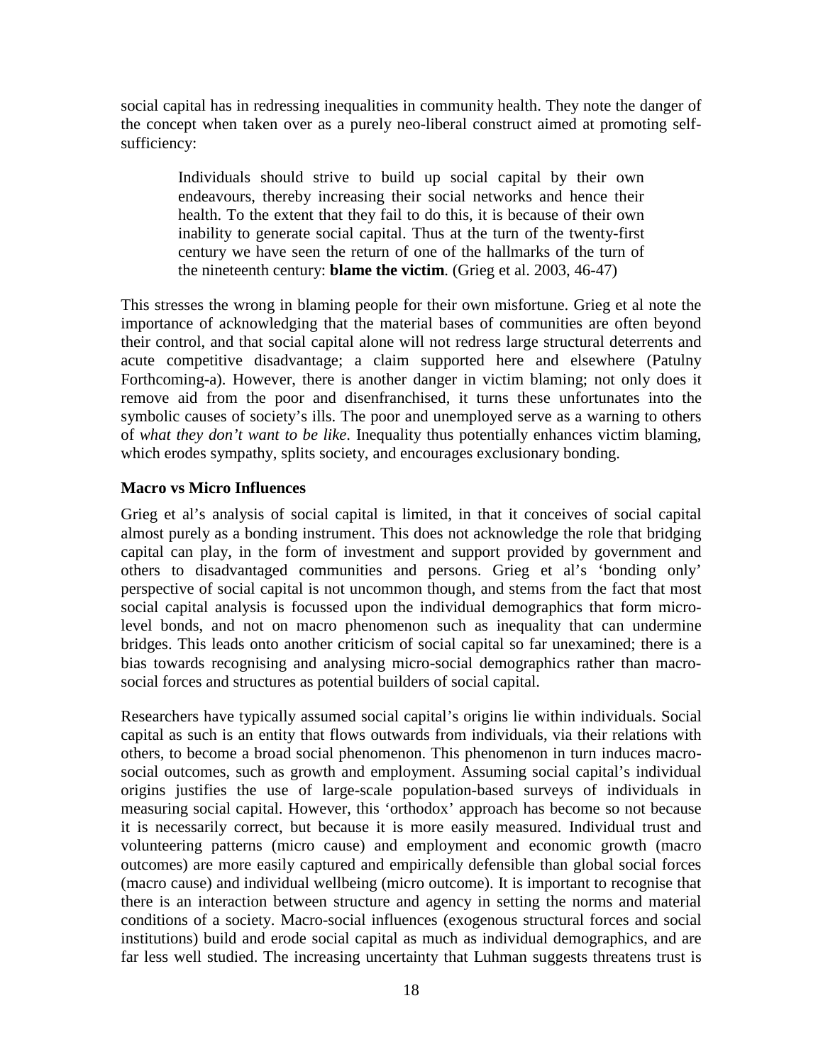social capital has in redressing inequalities in community health. They note the danger of the concept when taken over as a purely neo-liberal construct aimed at promoting self-sufficiency:

> Individuals should strive to build up social capital by their own endeavours, thereby increasing their social networks and hence their health. To the extent that they fail to do this, it is because of their own inability to generate social capital. Thus at the turn of the twenty-first century we have seen the return of one of the hallmarks of the turn of the nineteenth century: **blame the victim**. (Grieg et al. 2003, 46-47)

This stresses the wrong in blaming people for their own misfortune. Grieg et al note the importance of acknowledging that the material bases of communities are often beyond their control, and that social capital alone will not redress large structural deterrents and acute competitive disadvantage; a claim supported here and elsewhere (Patulny Forthcoming-a). However, there is another danger in victim blaming; not only does it remove aid from the poor and disenfranchised, it turns these unfortunates into the symbolic causes of society's ills. The poor and unemployed serve as a warning to others of *what they don't want to be like*. Inequality thus potentially enhances victim blaming, which erodes sympathy, splits society, and encourages exclusionary bonding.

### Macro vs Micro Influences

Grieg et al's analysis of social capital is limited, in that it conceives of social capital almost purely as a bonding instrument. This does not acknowledge the role that bridging capital can play, in the form of investment and support provided by government and others to disadvantaged communities and persons. Grieg et al's 'bonding only' perspective of social capital is not uncommon though, and stems from the fact that most social capital analysis is focussed upon the individual demographics that form micro-level bonds, and not on macro phenomenon such as inequality that can undermine bridges. This leads onto another criticism of social capital so far unexamined; there is a bias towards recognising and analysing micro-social demographics rather than macro-social forces and structures as potential builders of social capital.

Researchers have typically assumed social capital's origins lie within individuals. Social capital as such is an entity that flows outwards from individuals, via their relations with others, to become a broad social phenomenon. This phenomenon in turn induces macro-social outcomes, such as growth and employment. Assuming social capital's individual origins justifies the use of large-scale population-based surveys of individuals in measuring social capital. However, this 'orthodox' approach has become so not because it is necessarily correct, but because it is more easily measured. Individual trust and volunteering patterns (micro cause) and employment and economic growth (macro outcomes) are more easily captured and empirically defensible than global social forces (macro cause) and individual wellbeing (micro outcome). It is important to recognise that there is an interaction between structure and agency in setting the norms and material conditions of a society. Macro-social influences (exogenous structural forces and social institutions) build and erode social capital as much as individual demographics, and are far less well studied. The increasing uncertainty that Luhman suggests threatens trust is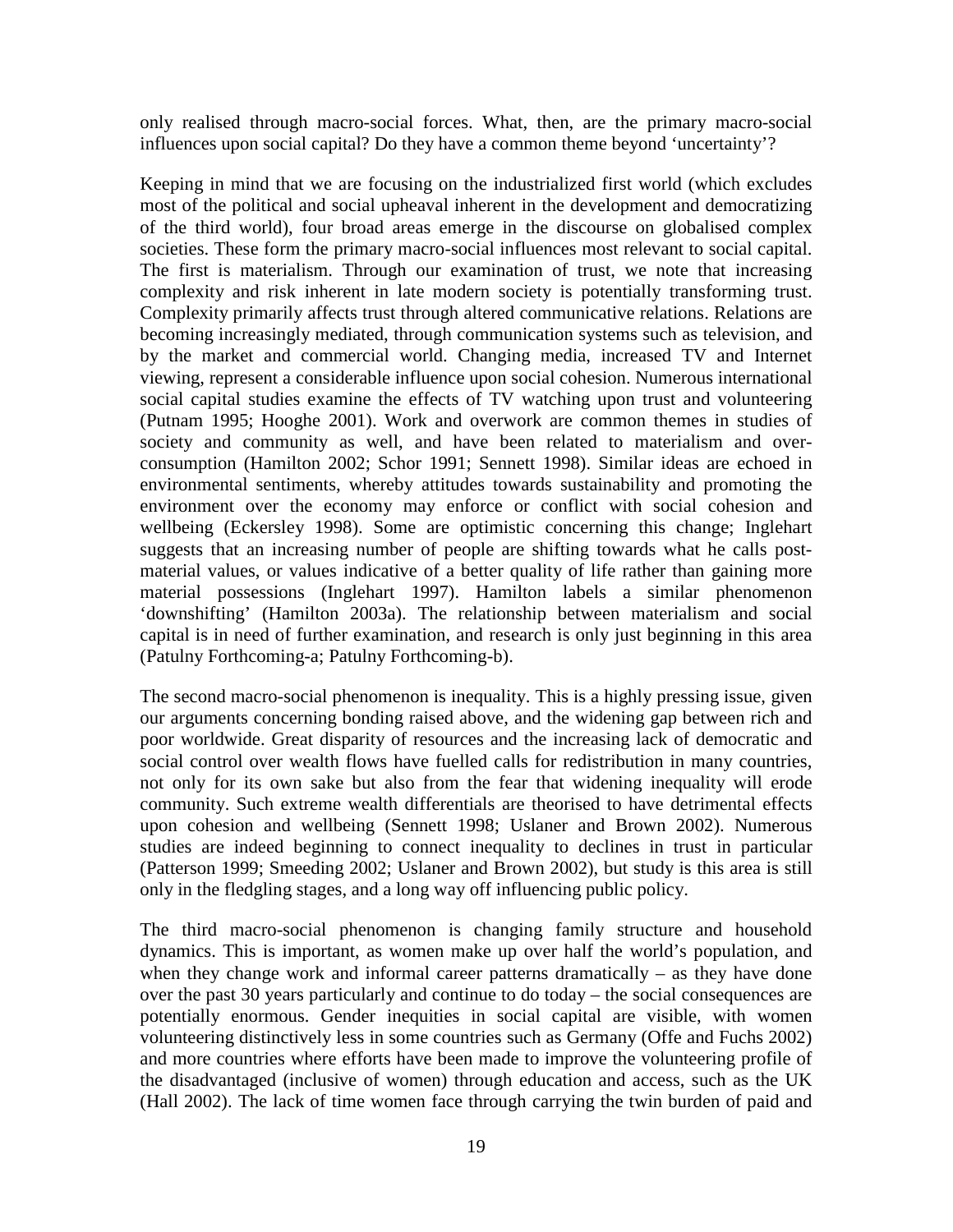only realised through macro-social forces. What, then, are the primary macro-social influences upon social capital? Do they have a common theme beyond 'uncertainty'?

Keeping in mind that we are focusing on the industrialized first world (which excludes most of the political and social upheaval inherent in the development and democratizing of the third world), four broad areas emerge in the discourse on globalised complex societies. These form the primary macro-social influences most relevant to social capital. The first is materialism. Through our examination of trust, we note that increasing complexity and risk inherent in late modern society is potentially transforming trust. Complexity primarily affects trust through altered communicative relations. Relations are becoming increasingly mediated, through communication systems such as television, and by the market and commercial world. Changing media, increased TV and Internet viewing, represent a considerable influence upon social cohesion. Numerous international social capital studies examine the effects of TV watching upon trust and volunteering (Putnam 1995; Hooghe 2001). Work and overwork are common themes in studies of society and community as well, and have been related to materialism and over-consumption (Hamilton 2002; Schor 1991; Sennett 1998). Similar ideas are echoed in environmental sentiments, whereby attitudes towards sustainability and promoting the environment over the economy may enforce or conflict with social cohesion and wellbeing (Eckersley 1998). Some are optimistic concerning this change; Inglehart suggests that an increasing number of people are shifting towards what he calls post-material values, or values indicative of a better quality of life rather than gaining more material possessions (Inglehart 1997). Hamilton labels a similar phenomenon 'downshifting' (Hamilton 2003a). The relationship between materialism and social capital is in need of further examination, and research is only just beginning in this area (Patulny Forthcoming-a; Patulny Forthcoming-b).

The second macro-social phenomenon is inequality. This is a highly pressing issue, given our arguments concerning bonding raised above, and the widening gap between rich and poor worldwide. Great disparity of resources and the increasing lack of democratic and social control over wealth flows have fuelled calls for redistribution in many countries, not only for its own sake but also from the fear that widening inequality will erode community. Such extreme wealth differentials are theorised to have detrimental effects upon cohesion and wellbeing (Sennett 1998; Uslaner and Brown 2002). Numerous studies are indeed beginning to connect inequality to declines in trust in particular (Patterson 1999; Smeeding 2002; Uslaner and Brown 2002), but study is this area is still only in the fledgling stages, and a long way off influencing public policy.

The third macro-social phenomenon is changing family structure and household dynamics. This is important, as women make up over half the world's population, and when they change work and informal career patterns dramatically – as they have done over the past 30 years particularly and continue to do today – the social consequences are potentially enormous. Gender inequities in social capital are visible, with women volunteering distinctively less in some countries such as Germany (Offe and Fuchs 2002) and more countries where efforts have been made to improve the volunteering profile of the disadvantaged (inclusive of women) through education and access, such as the UK (Hall 2002). The lack of time women face through carrying the twin burden of paid and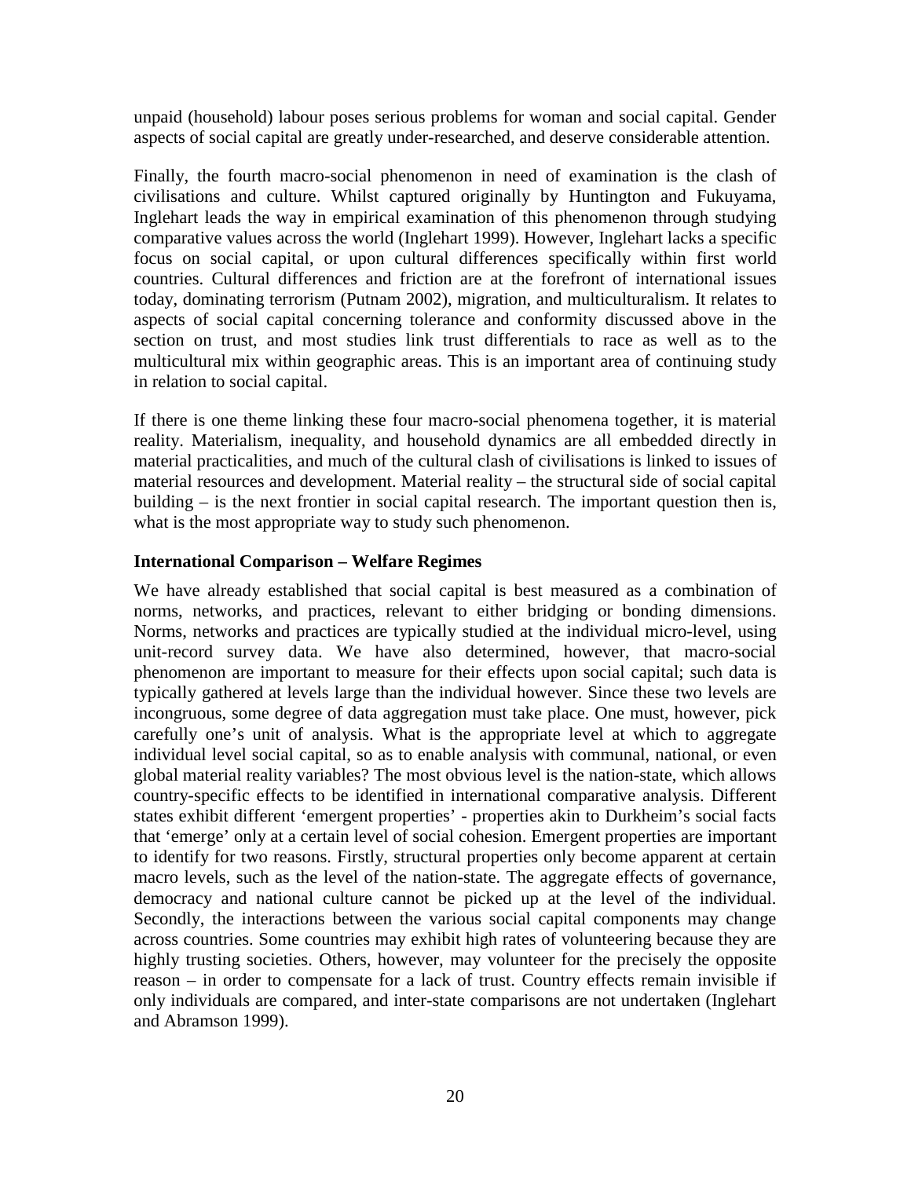unpaid (household) labour poses serious problems for woman and social capital. Gender aspects of social capital are greatly under-researched, and deserve considerable attention.

Finally, the fourth macro-social phenomenon in need of examination is the clash of civilisations and culture. Whilst captured originally by Huntington and Fukuyama, Inglehart leads the way in empirical examination of this phenomenon through studying comparative values across the world (Inglehart 1999). However, Inglehart lacks a specific focus on social capital, or upon cultural differences specifically within first world countries. Cultural differences and friction are at the forefront of international issues today, dominating terrorism (Putnam 2002), migration, and multiculturalism. It relates to aspects of social capital concerning tolerance and conformity discussed above in the section on trust, and most studies link trust differentials to race as well as to the multicultural mix within geographic areas. This is an important area of continuing study in relation to social capital.

If there is one theme linking these four macro-social phenomena together, it is material reality. Materialism, inequality, and household dynamics are all embedded directly in material practicalities, and much of the cultural clash of civilisations is linked to issues of material resources and development. Material reality – the structural side of social capital building – is the next frontier in social capital research. The important question then is, what is the most appropriate way to study such phenomenon.

### International Comparison – Welfare Regimes

We have already established that social capital is best measured as a combination of norms, networks, and practices, relevant to either bridging or bonding dimensions. Norms, networks and practices are typically studied at the individual micro-level, using unit-record survey data. We have also determined, however, that macro-social phenomenon are important to measure for their effects upon social capital; such data is typically gathered at levels large than the individual however. Since these two levels are incongruous, some degree of data aggregation must take place. One must, however, pick carefully one's unit of analysis. What is the appropriate level at which to aggregate individual level social capital, so as to enable analysis with communal, national, or even global material reality variables? The most obvious level is the nation-state, which allows country-specific effects to be identified in international comparative analysis. Different states exhibit different 'emergent properties' - properties akin to Durkheim's social facts that 'emerge' only at a certain level of social cohesion. Emergent properties are important to identify for two reasons. Firstly, structural properties only become apparent at certain macro levels, such as the level of the nation-state. The aggregate effects of governance, democracy and national culture cannot be picked up at the level of the individual. Secondly, the interactions between the various social capital components may change across countries. Some countries may exhibit high rates of volunteering because they are highly trusting societies. Others, however, may volunteer for the precisely the opposite reason – in order to compensate for a lack of trust. Country effects remain invisible if only individuals are compared, and inter-state comparisons are not undertaken (Inglehart and Abramson 1999).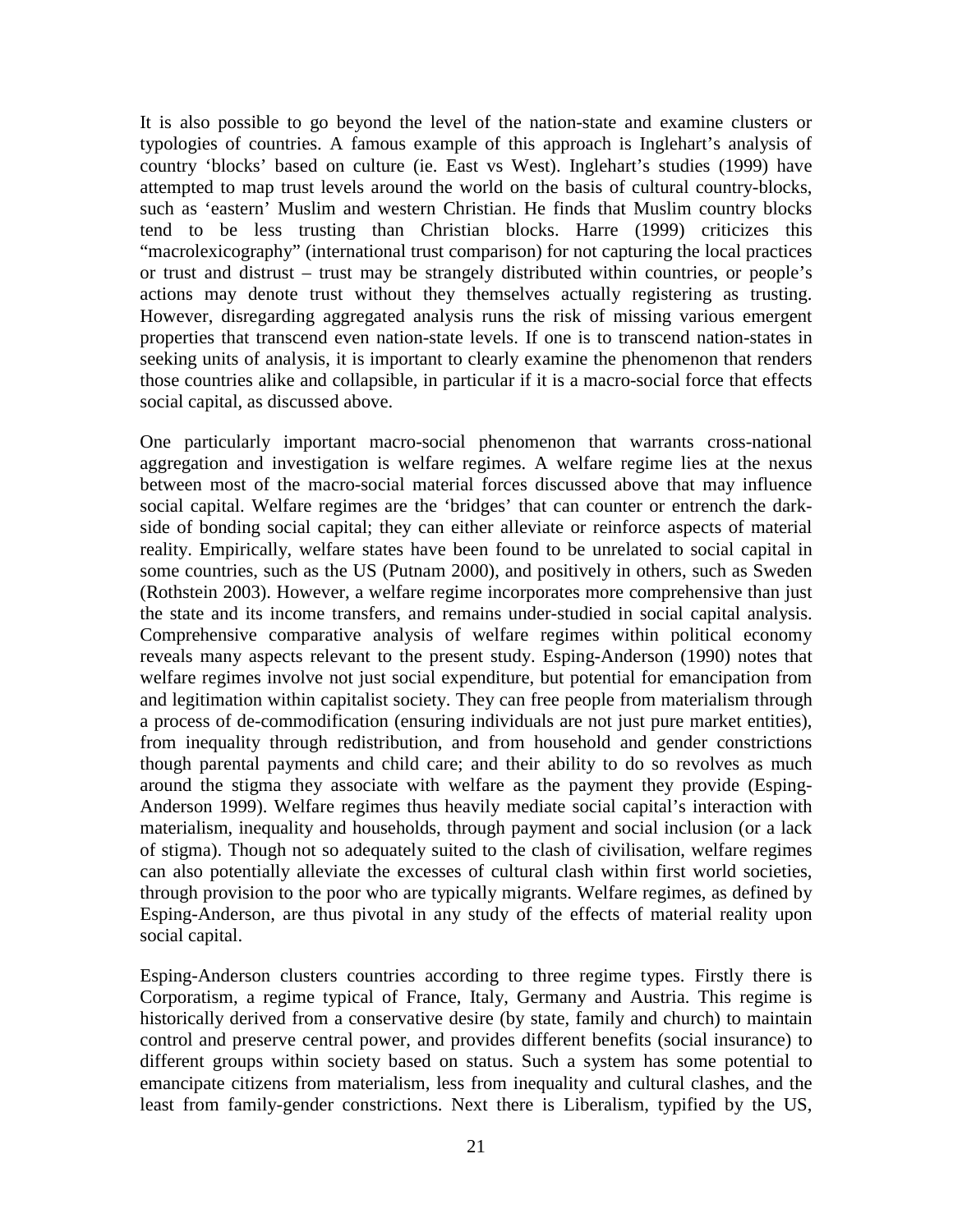It is also possible to go beyond the level of the nation-state and examine clusters or typologies of countries. A famous example of this approach is Inglehart's analysis of country 'blocks' based on culture (ie. East vs West). Inglehart's studies (1999) have attempted to map trust levels around the world on the basis of cultural country-blocks, such as 'eastern' Muslim and western Christian. He finds that Muslim country blocks tend to be less trusting than Christian blocks. Harre (1999) criticizes this "macrolexicography" (international trust comparison) for not capturing the local practices or trust and distrust – trust may be strangely distributed within countries, or people's actions may denote trust without they themselves actually registering as trusting. However, disregarding aggregated analysis runs the risk of missing various emergent properties that transcend even nation-state levels. If one is to transcend nation-states in seeking units of analysis, it is important to clearly examine the phenomenon that renders those countries alike and collapsible, in particular if it is a macro-social force that effects social capital, as discussed above.

One particularly important macro-social phenomenon that warrants cross-national aggregation and investigation is welfare regimes. A welfare regime lies at the nexus between most of the macro-social material forces discussed above that may influence social capital. Welfare regimes are the 'bridges' that can counter or entrench the dark-side of bonding social capital; they can either alleviate or reinforce aspects of material reality. Empirically, welfare states have been found to be unrelated to social capital in some countries, such as the US (Putnam 2000), and positively in others, such as Sweden (Rothstein 2003). However, a welfare regime incorporates more comprehensive than just the state and its income transfers, and remains under-studied in social capital analysis. Comprehensive comparative analysis of welfare regimes within political economy reveals many aspects relevant to the present study. Esping-Anderson (1990) notes that welfare regimes involve not just social expenditure, but potential for emancipation from and legitimation within capitalist society. They can free people from materialism through a process of de-commodification (ensuring individuals are not just pure market entities), from inequality through redistribution, and from household and gender constrictions though parental payments and child care; and their ability to do so revolves as much around the stigma they associate with welfare as the payment they provide (Esping-Anderson 1999). Welfare regimes thus heavily mediate social capital's interaction with materialism, inequality and households, through payment and social inclusion (or a lack of stigma). Though not so adequately suited to the clash of civilisation, welfare regimes can also potentially alleviate the excesses of cultural clash within first world societies, through provision to the poor who are typically migrants. Welfare regimes, as defined by Esping-Anderson, are thus pivotal in any study of the effects of material reality upon social capital.

Esping-Anderson clusters countries according to three regime types. Firstly there is Corporatism, a regime typical of France, Italy, Germany and Austria. This regime is historically derived from a conservative desire (by state, family and church) to maintain control and preserve central power, and provides different benefits (social insurance) to different groups within society based on status. Such a system has some potential to emancipate citizens from materialism, less from inequality and cultural clashes, and the least from family-gender constrictions. Next there is Liberalism, typified by the US,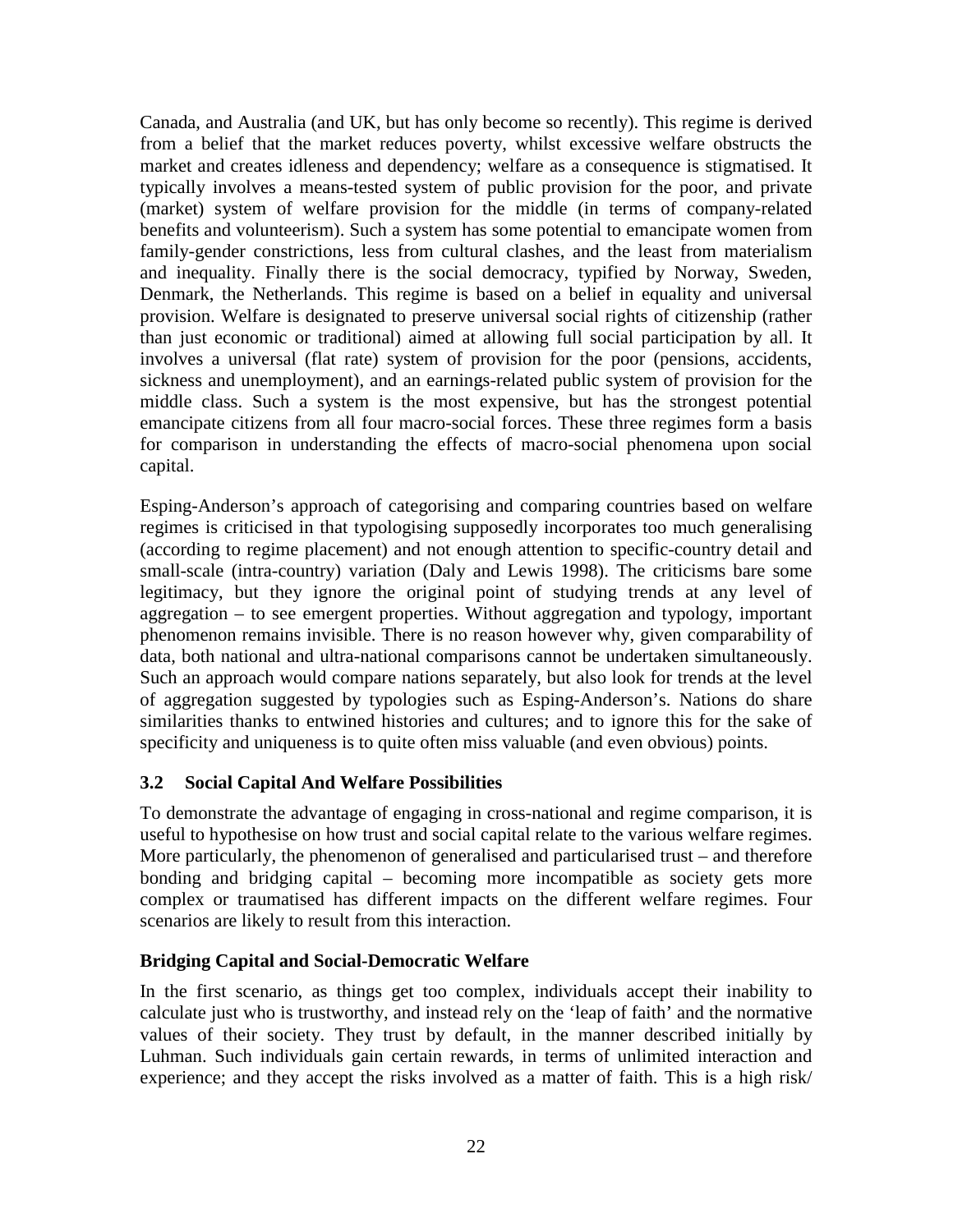Canada, and Australia (and UK, but has only become so recently). This regime is derived from a belief that the market reduces poverty, whilst excessive welfare obstructs the market and creates idleness and dependency; welfare as a consequence is stigmatised. It typically involves a means-tested system of public provision for the poor, and private (market) system of welfare provision for the middle (in terms of company-related benefits and volunteerism). Such a system has some potential to emancipate women from family-gender constrictions, less from cultural clashes, and the least from materialism and inequality. Finally there is the social democracy, typified by Norway, Sweden, Denmark, the Netherlands. This regime is based on a belief in equality and universal provision. Welfare is designated to preserve universal social rights of citizenship (rather than just economic or traditional) aimed at allowing full social participation by all. It involves a universal (flat rate) system of provision for the poor (pensions, accidents, sickness and unemployment), and an earnings-related public system of provision for the middle class. Such a system is the most expensive, but has the strongest potential emancipate citizens from all four macro-social forces. These three regimes form a basis for comparison in understanding the effects of macro-social phenomena upon social capital.

Esping-Anderson's approach of categorising and comparing countries based on welfare regimes is criticised in that typologising supposedly incorporates too much generalising (according to regime placement) and not enough attention to specific-country detail and small-scale (intra-country) variation (Daly and Lewis 1998). The criticisms bare some legitimacy, but they ignore the original point of studying trends at any level of aggregation – to see emergent properties. Without aggregation and typology, important phenomenon remains invisible. There is no reason however why, given comparability of data, both national and ultra-national comparisons cannot be undertaken simultaneously. Such an approach would compare nations separately, but also look for trends at the level of aggregation suggested by typologies such as Esping-Anderson's. Nations do share similarities thanks to entwined histories and cultures; and to ignore this for the sake of specificity and uniqueness is to quite often miss valuable (and even obvious) points.

### 3.2 Social Capital And Welfare Possibilities

To demonstrate the advantage of engaging in cross-national and regime comparison, it is useful to hypothesise on how trust and social capital relate to the various welfare regimes. More particularly, the phenomenon of generalised and particularised trust – and therefore bonding and bridging capital – becoming more incompatible as society gets more complex or traumatised has different impacts on the different welfare regimes. Four scenarios are likely to result from this interaction.

**Bridging Capital and Social-Democratic Welfare**

In the first scenario, as things get too complex, individuals accept their inability to calculate just who is trustworthy, and instead rely on the 'leap of faith' and the normative values of their society. They trust by default, in the manner described initially by Luhman. Such individuals gain certain rewards, in terms of unlimited interaction and experience; and they accept the risks involved as a matter of faith. This is a high risk/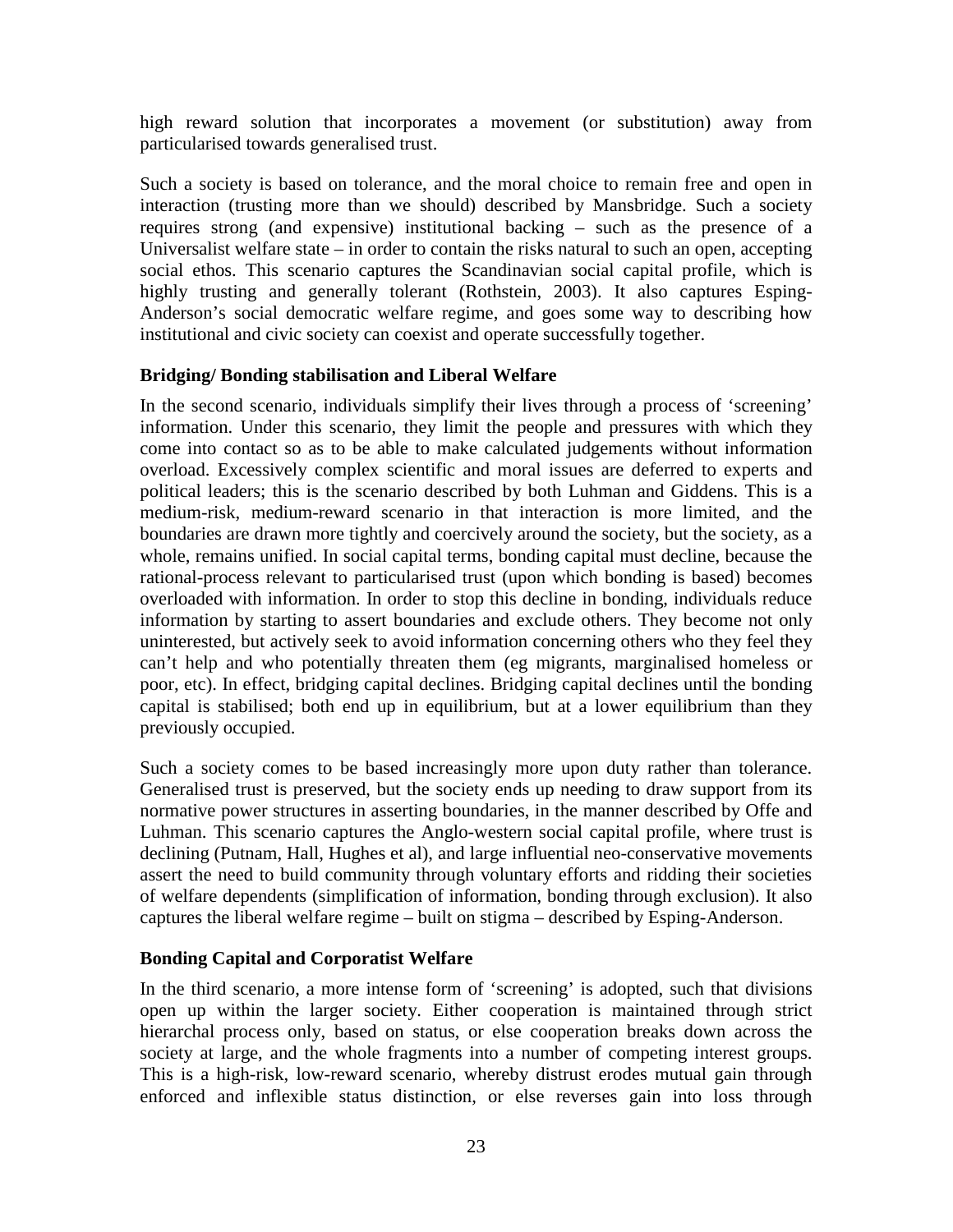high reward solution that incorporates a movement (or substitution) away from particularised towards generalised trust.

Such a society is based on tolerance, and the moral choice to remain free and open in interaction (trusting more than we should) described by Mansbridge. Such a society requires strong (and expensive) institutional backing – such as the presence of a Universalist welfare state – in order to contain the risks natural to such an open, accepting social ethos. This scenario captures the Scandinavian social capital profile, which is highly trusting and generally tolerant (Rothstein, 2003). It also captures Esping-Anderson's social democratic welfare regime, and goes some way to describing how institutional and civic society can coexist and operate successfully together.

### Bridging/ Bonding stabilisation and Liberal Welfare

In the second scenario, individuals simplify their lives through a process of 'screening' information. Under this scenario, they limit the people and pressures with which they come into contact so as to be able to make calculated judgements without information overload. Excessively complex scientific and moral issues are deferred to experts and political leaders; this is the scenario described by both Luhman and Giddens. This is a medium-risk, medium-reward scenario in that interaction is more limited, and the boundaries are drawn more tightly and coercively around the society, but the society, as a whole, remains unified. In social capital terms, bonding capital must decline, because the rational-process relevant to particularised trust (upon which bonding is based) becomes overloaded with information. In order to stop this decline in bonding, individuals reduce information by starting to assert boundaries and exclude others. They become not only uninterested, but actively seek to avoid information concerning others who they feel they can't help and who potentially threaten them (eg migrants, marginalised homeless or poor, etc). In effect, bridging capital declines. Bridging capital declines until the bonding capital is stabilised; both end up in equilibrium, but at a lower equilibrium than they previously occupied.

Such a society comes to be based increasingly more upon duty rather than tolerance. Generalised trust is preserved, but the society ends up needing to draw support from its normative power structures in asserting boundaries, in the manner described by Offe and Luhman. This scenario captures the Anglo-western social capital profile, where trust is declining (Putnam, Hall, Hughes et al), and large influential neo-conservative movements assert the need to build community through voluntary efforts and ridding their societies of welfare dependents (simplification of information, bonding through exclusion). It also captures the liberal welfare regime – built on stigma – described by Esping-Anderson.

### Bonding Capital and Corporatist Welfare

In the third scenario, a more intense form of 'screening' is adopted, such that divisions open up within the larger society. Either cooperation is maintained through strict hierarchal process only, based on status, or else cooperation breaks down across the society at large, and the whole fragments into a number of competing interest groups. This is a high-risk, low-reward scenario, whereby distrust erodes mutual gain through enforced and inflexible status distinction, or else reverses gain into loss through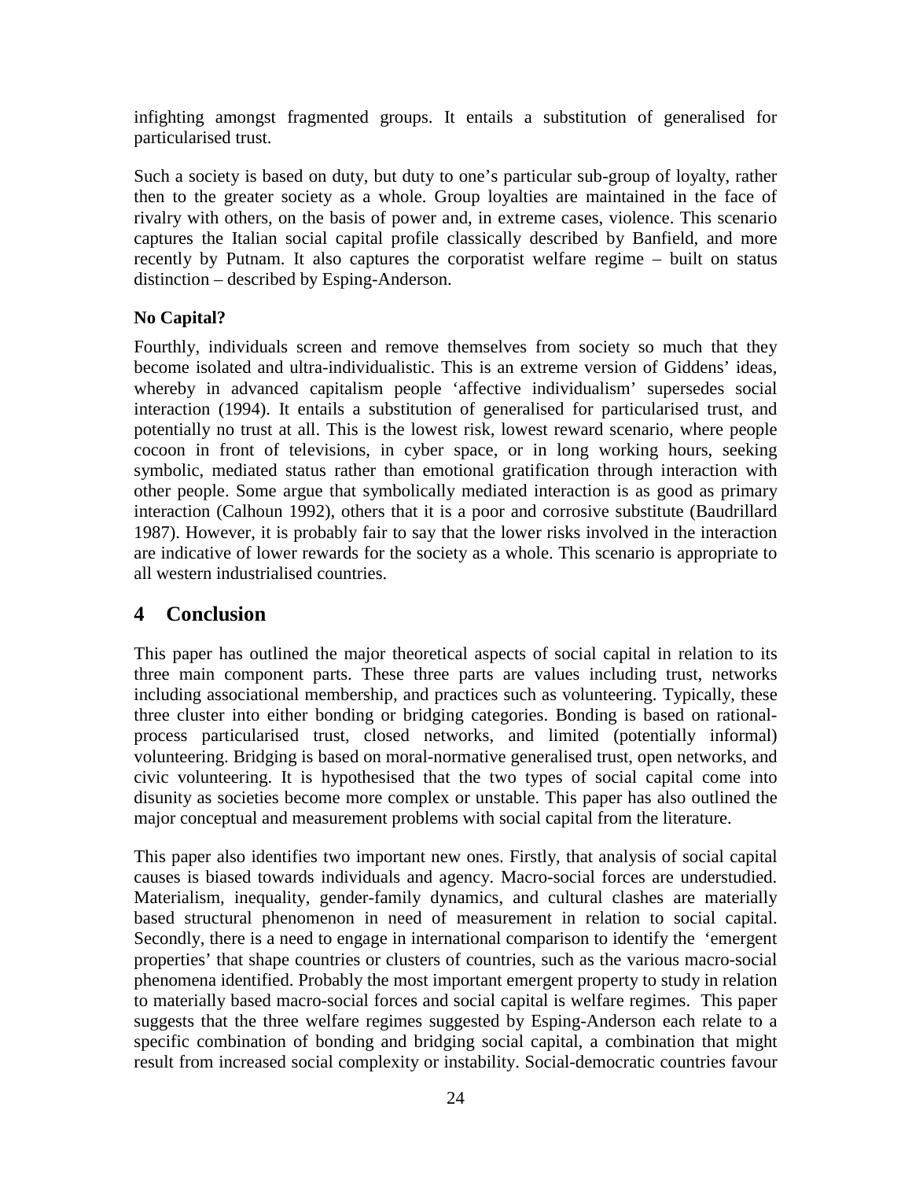infighting amongst fragmented groups. It entails a substitution of generalised for particularised trust.

Such a society is based on duty, but duty to one's particular sub-group of loyalty, rather then to the greater society as a whole. Group loyalties are maintained in the face of rivalry with others, on the basis of power and, in extreme cases, violence. This scenario captures the Italian social capital profile classically described by Banfield, and more recently by Putnam. It also captures the corporatist welfare regime – built on status distinction – described by Esping-Anderson.

**No Capital?**

Fourthly, individuals screen and remove themselves from society so much that they become isolated and ultra-individualistic. This is an extreme version of Giddens' ideas, whereby in advanced capitalism people 'affective individualism' supersedes social interaction (1994). It entails a substitution of generalised for particularised trust, and potentially no trust at all. This is the lowest risk, lowest reward scenario, where people cocoon in front of televisions, in cyber space, or in long working hours, seeking symbolic, mediated status rather than emotional gratification through interaction with other people. Some argue that symbolically mediated interaction is as good as primary interaction (Calhoun 1992), others that it is a poor and corrosive substitute (Baudrillard 1987). However, it is probably fair to say that the lower risks involved in the interaction are indicative of lower rewards for the society as a whole. This scenario is appropriate to all western industrialised countries.

# 4 Conclusion

This paper has outlined the major theoretical aspects of social capital in relation to its three main component parts. These three parts are values including trust, networks including associational membership, and practices such as volunteering. Typically, these three cluster into either bonding or bridging categories. Bonding is based on rational-process particularised trust, closed networks, and limited (potentially informal) volunteering. Bridging is based on moral-normative generalised trust, open networks, and civic volunteering. It is hypothesised that the two types of social capital come into disunity as societies become more complex or unstable. This paper has also outlined the major conceptual and measurement problems with social capital from the literature.

This paper also identifies two important new ones. Firstly, that analysis of social capital causes is biased towards individuals and agency. Macro-social forces are understudied. Materialism, inequality, gender-family dynamics, and cultural clashes are materially based structural phenomenon in need of measurement in relation to social capital. Secondly, there is a need to engage in international comparison to identify the 'emergent properties' that shape countries or clusters of countries, such as the various macro-social phenomena identified. Probably the most important emergent property to study in relation to materially based macro-social forces and social capital is welfare regimes. This paper suggests that the three welfare regimes suggested by Esping-Anderson each relate to a specific combination of bonding and bridging social capital, a combination that might result from increased social complexity or instability. Social-democratic countries favour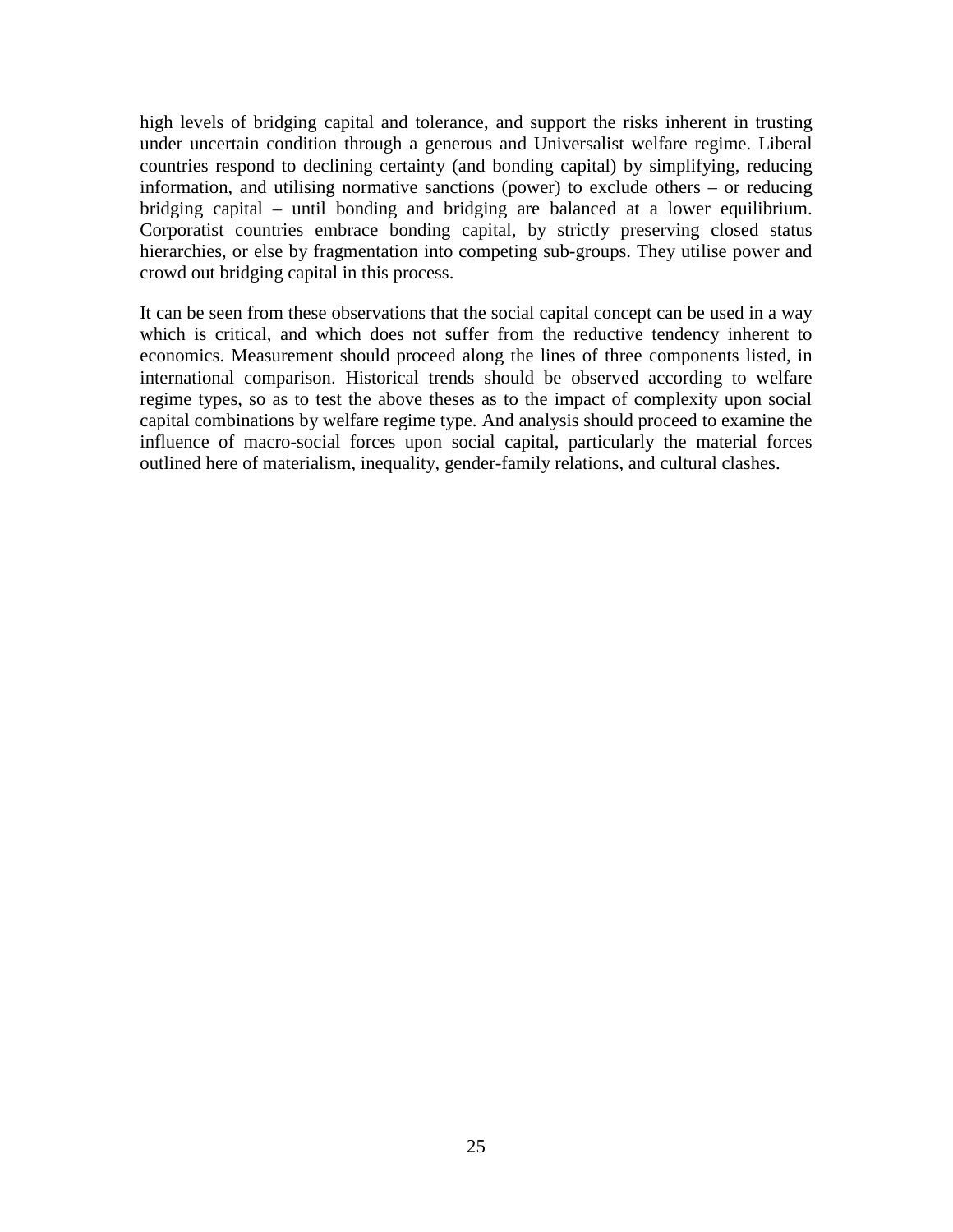high levels of bridging capital and tolerance, and support the risks inherent in trusting under uncertain condition through a generous and Universalist welfare regime. Liberal countries respond to declining certainty (and bonding capital) by simplifying, reducing information, and utilising normative sanctions (power) to exclude others – or reducing bridging capital – until bonding and bridging are balanced at a lower equilibrium. Corporatist countries embrace bonding capital, by strictly preserving closed status hierarchies, or else by fragmentation into competing sub-groups. They utilise power and crowd out bridging capital in this process.

It can be seen from these observations that the social capital concept can be used in a way which is critical, and which does not suffer from the reductive tendency inherent to economics. Measurement should proceed along the lines of three components listed, in international comparison. Historical trends should be observed according to welfare regime types, so as to test the above theses as to the impact of complexity upon social capital combinations by welfare regime type. And analysis should proceed to examine the influence of macro-social forces upon social capital, particularly the material forces outlined here of materialism, inequality, gender-family relations, and cultural clashes.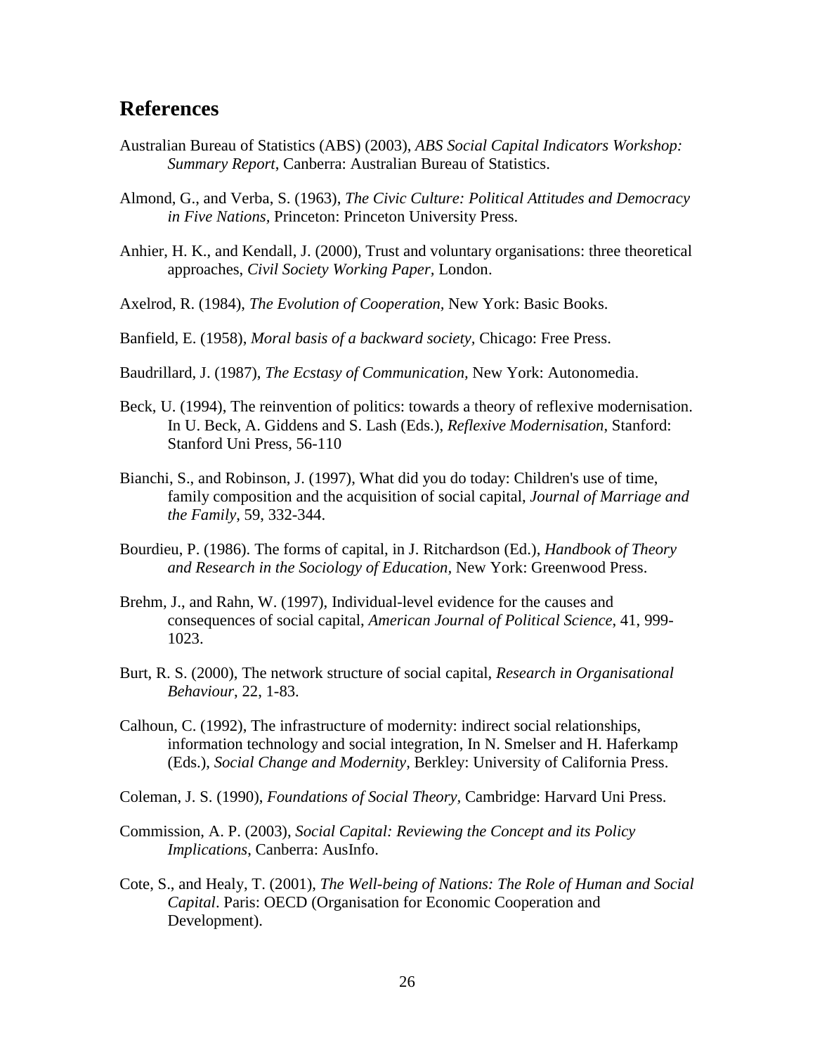## References

Australian Bureau of Statistics (ABS) (2003), *ABS Social Capital Indicators Workshop: Summary Report*, Canberra: Australian Bureau of Statistics.

Almond, G., and Verba, S. (1963), *The Civic Culture: Political Attitudes and Democracy in Five Nations,* Princeton: Princeton University Press.

Anhier, H. K., and Kendall, J. (2000), Trust and voluntary organisations: three theoretical approaches, *Civil Society Working Paper,* London.

Axelrod, R. (1984), *The Evolution of Cooperation,* New York: Basic Books.

Banfield, E. (1958), *Moral basis of a backward society*, Chicago: Free Press.

Baudrillard, J. (1987), *The Ecstasy of Communication,* New York: Autonomedia.

Beck, U. (1994), The reinvention of politics: towards a theory of reflexive modernisation. In U. Beck, A. Giddens and S. Lash (Eds.), *Reflexive Modernisation*, Stanford: Stanford Uni Press, 56-110

Bianchi, S., and Robinson, J. (1997), What did you do today: Children's use of time, family composition and the acquisition of social capital, *Journal of Marriage and the Family*, 59, 332-344.

Bourdieu, P. (1986). The forms of capital, in J. Ritchardson (Ed.), *Handbook of Theory and Research in the Sociology of Education*, New York: Greenwood Press.

Brehm, J., and Rahn, W. (1997), Individual-level evidence for the causes and consequences of social capital, *American Journal of Political Science*, 41, 999-1023.

Burt, R. S. (2000), The network structure of social capital, *Research in Organisational Behaviour*, 22, 1-83.

Calhoun, C. (1992), The infrastructure of modernity: indirect social relationships, information technology and social integration, In N. Smelser and H. Haferkamp (Eds.), *Social Change and Modernity,* Berkley: University of California Press.

Coleman, J. S. (1990), *Foundations of Social Theory*, Cambridge: Harvard Uni Press.

Commission, A. P. (2003), *Social Capital: Reviewing the Concept and its Policy Implications*, Canberra: AusInfo.

Cote, S., and Healy, T. (2001), *The Well-being of Nations: The Role of Human and Social Capital*. Paris: OECD (Organisation for Economic Cooperation and Development).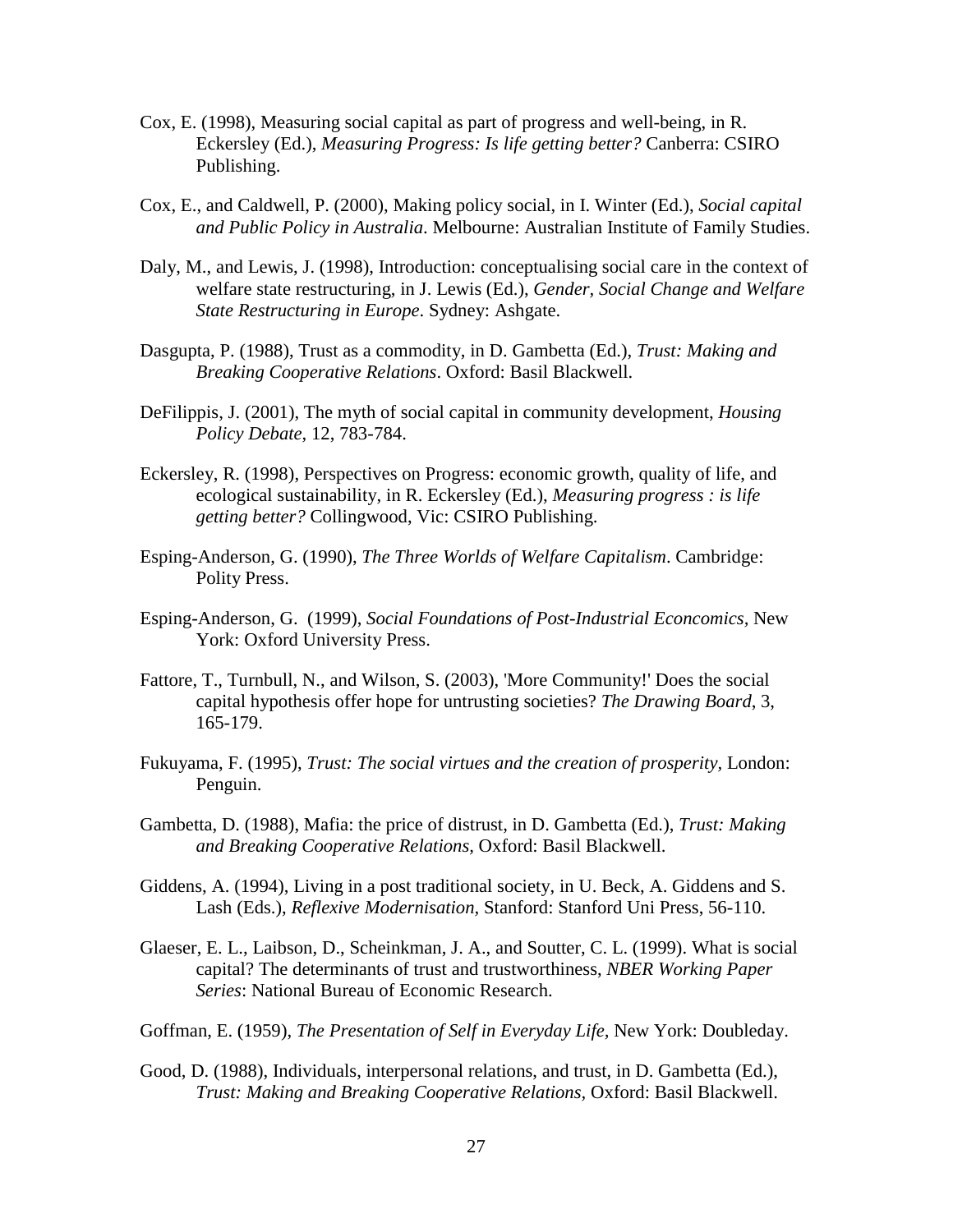Cox, E. (1998), Measuring social capital as part of progress and well-being, in R. Eckersley (Ed.), *Measuring Progress: Is life getting better?* Canberra: CSIRO Publishing.

Cox, E., and Caldwell, P. (2000), Making policy social, in I. Winter (Ed.), *Social capital and Public Policy in Australia*. Melbourne: Australian Institute of Family Studies.

Daly, M., and Lewis, J. (1998), Introduction: conceptualising social care in the context of welfare state restructuring, in J. Lewis (Ed.), *Gender, Social Change and Welfare State Restructuring in Europe*. Sydney: Ashgate.

Dasgupta, P. (1988), Trust as a commodity, in D. Gambetta (Ed.), *Trust: Making and Breaking Cooperative Relations*. Oxford: Basil Blackwell.

DeFilippis, J. (2001), The myth of social capital in community development, *Housing Policy Debate*, 12, 783-784.

Eckersley, R. (1998), Perspectives on Progress: economic growth, quality of life, and ecological sustainability, in R. Eckersley (Ed.), *Measuring progress : is life getting better?* Collingwood, Vic: CSIRO Publishing.

Esping-Anderson, G. (1990), *The Three Worlds of Welfare Capitalism*. Cambridge: Polity Press.

Esping-Anderson, G. (1999), *Social Foundations of Post-Industrial Econcomics*, New York: Oxford University Press.

Fattore, T., Turnbull, N., and Wilson, S. (2003), 'More Community!' Does the social capital hypothesis offer hope for untrusting societies? *The Drawing Board*, 3, 165-179.

Fukuyama, F. (1995), *Trust: The social virtues and the creation of prosperity*, London: Penguin.

Gambetta, D. (1988), Mafia: the price of distrust, in D. Gambetta (Ed.), *Trust: Making and Breaking Cooperative Relations*, Oxford: Basil Blackwell.

Giddens, A. (1994), Living in a post traditional society, in U. Beck, A. Giddens and S. Lash (Eds.), *Reflexive Modernisation*, Stanford: Stanford Uni Press, 56-110.

Glaeser, E. L., Laibson, D., Scheinkman, J. A., and Soutter, C. L. (1999). What is social capital? The determinants of trust and trustworthiness, *NBER Working Paper Series*: National Bureau of Economic Research.

Goffman, E. (1959), *The Presentation of Self in Everyday Life*, New York: Doubleday.

Good, D. (1988), Individuals, interpersonal relations, and trust, in D. Gambetta (Ed.), *Trust: Making and Breaking Cooperative Relations*, Oxford: Basil Blackwell.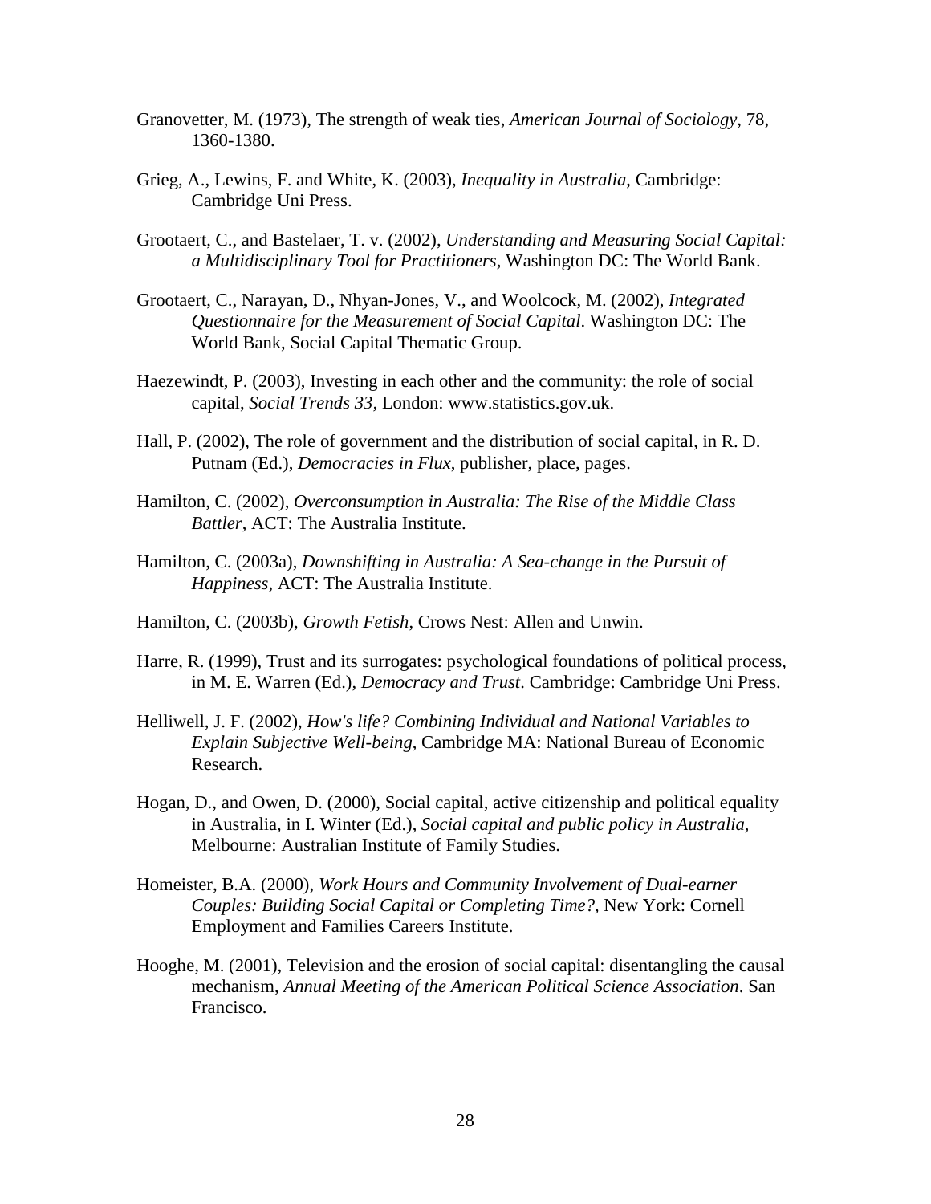Granovetter, M. (1973), The strength of weak ties, *American Journal of Sociology*, 78, 1360-1380.

Grieg, A., Lewins, F. and White, K. (2003), *Inequality in Australia*, Cambridge: Cambridge Uni Press.

Grootaert, C., and Bastelaer, T. v. (2002), *Understanding and Measuring Social Capital: a Multidisciplinary Tool for Practitioners*, Washington DC: The World Bank.

Grootaert, C., Narayan, D., Nhyan-Jones, V., and Woolcock, M. (2002), *Integrated Questionnaire for the Measurement of Social Capital*. Washington DC: The World Bank, Social Capital Thematic Group.

Haezewindt, P. (2003), Investing in each other and the community: the role of social capital, *Social Trends 33*, London: www.statistics.gov.uk.

Hall, P. (2002), The role of government and the distribution of social capital, in R. D. Putnam (Ed.), *Democracies in Flux*, publisher, place, pages.

Hamilton, C. (2002), *Overconsumption in Australia: The Rise of the Middle Class Battler*, ACT: The Australia Institute.

Hamilton, C. (2003a), *Downshifting in Australia: A Sea-change in the Pursuit of Happiness*, ACT: The Australia Institute.

Hamilton, C. (2003b), *Growth Fetish*, Crows Nest: Allen and Unwin.

Harre, R. (1999), Trust and its surrogates: psychological foundations of political process, in M. E. Warren (Ed.), *Democracy and Trust*. Cambridge: Cambridge Uni Press.

Helliwell, J. F. (2002), *How's life? Combining Individual and National Variables to Explain Subjective Well-being*, Cambridge MA: National Bureau of Economic Research.

Hogan, D., and Owen, D. (2000), Social capital, active citizenship and political equality in Australia, in I. Winter (Ed.), *Social capital and public policy in Australia*, Melbourne: Australian Institute of Family Studies.

Homeister, B.A. (2000), *Work Hours and Community Involvement of Dual-earner Couples: Building Social Capital or Completing Time?*, New York: Cornell Employment and Families Careers Institute.

Hooghe, M. (2001), Television and the erosion of social capital: disentangling the causal mechanism, *Annual Meeting of the American Political Science Association*. San Francisco.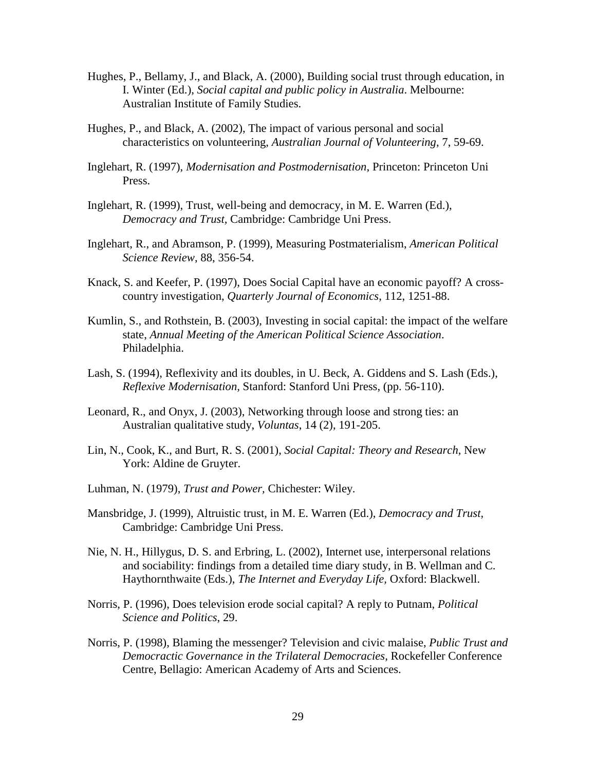Hughes, P., Bellamy, J., and Black, A. (2000), Building social trust through education, in I. Winter (Ed.), *Social capital and public policy in Australia*. Melbourne: Australian Institute of Family Studies.

Hughes, P., and Black, A. (2002), The impact of various personal and social characteristics on volunteering, *Australian Journal of Volunteering*, 7, 59-69.

Inglehart, R. (1997), *Modernisation and Postmodernisation*, Princeton: Princeton Uni Press.

Inglehart, R. (1999), Trust, well-being and democracy, in M. E. Warren (Ed.), *Democracy and Trust*, Cambridge: Cambridge Uni Press.

Inglehart, R., and Abramson, P. (1999), Measuring Postmaterialism, *American Political Science Review*, 88, 356-54.

Knack, S. and Keefer, P. (1997), Does Social Capital have an economic payoff? A cross-country investigation, *Quarterly Journal of Economics*, 112, 1251-88.

Kumlin, S., and Rothstein, B. (2003), Investing in social capital: the impact of the welfare state, *Annual Meeting of the American Political Science Association*. Philadelphia.

Lash, S. (1994), Reflexivity and its doubles, in U. Beck, A. Giddens and S. Lash (Eds.), *Reflexive Modernisation*, Stanford: Stanford Uni Press, (pp. 56-110).

Leonard, R., and Onyx, J. (2003), Networking through loose and strong ties: an Australian qualitative study, *Voluntas*, 14 (2), 191-205.

Lin, N., Cook, K., and Burt, R. S. (2001), *Social Capital: Theory and Research*, New York: Aldine de Gruyter.

Luhman, N. (1979), *Trust and Power*, Chichester: Wiley.

Mansbridge, J. (1999), Altruistic trust, in M. E. Warren (Ed.), *Democracy and Trust*, Cambridge: Cambridge Uni Press.

Nie, N. H., Hillygus, D. S. and Erbring, L. (2002), Internet use, interpersonal relations and sociability: findings from a detailed time diary study, in B. Wellman and C. Haythornthwaite (Eds.), *The Internet and Everyday Life*, Oxford: Blackwell.

Norris, P. (1996), Does television erode social capital? A reply to Putnam, *Political Science and Politics*, 29.

Norris, P. (1998), Blaming the messenger? Television and civic malaise, *Public Trust and Democractic Governance in the Trilateral Democracies*, Rockefeller Conference Centre, Bellagio: American Academy of Arts and Sciences.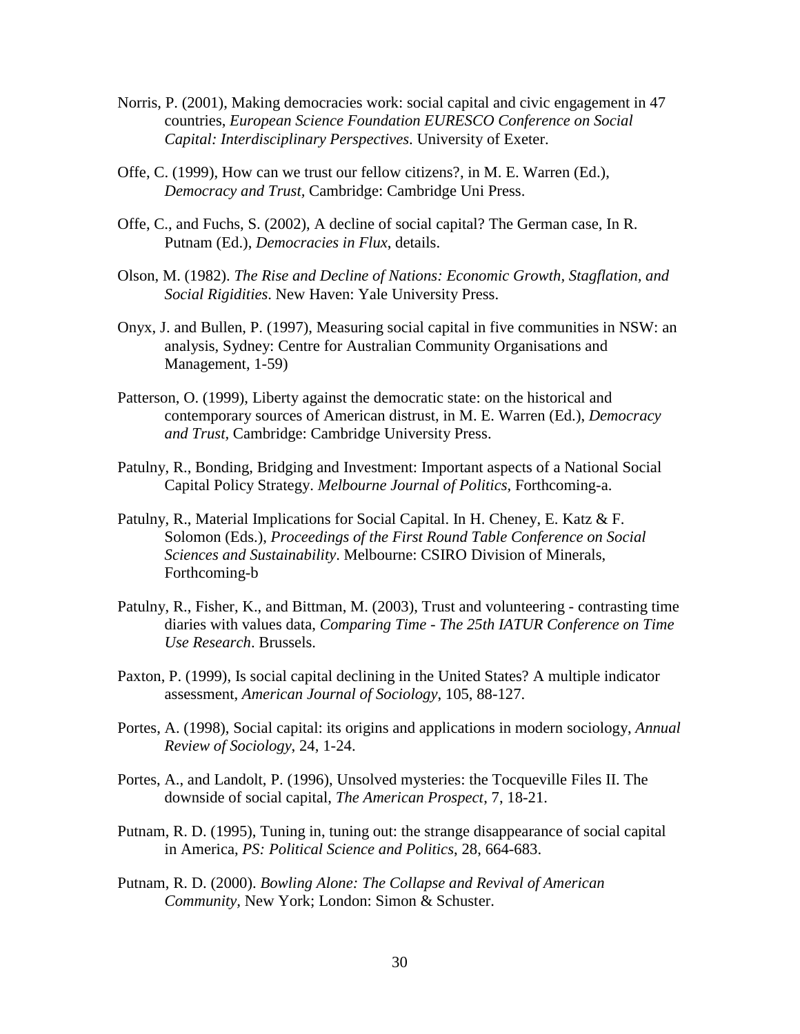Norris, P. (2001), Making democracies work: social capital and civic engagement in 47 countries, *European Science Foundation EURESCO Conference on Social Capital: Interdisciplinary Perspectives*. University of Exeter.

Offe, C. (1999), How can we trust our fellow citizens?, in M. E. Warren (Ed.), *Democracy and Trust*, Cambridge: Cambridge Uni Press.

Offe, C., and Fuchs, S. (2002), A decline of social capital? The German case, In R. Putnam (Ed.), *Democracies in Flux*, details.

Olson, M. (1982). *The Rise and Decline of Nations: Economic Growth, Stagflation, and Social Rigidities*. New Haven: Yale University Press.

Onyx, J. and Bullen, P. (1997), Measuring social capital in five communities in NSW: an analysis, Sydney: Centre for Australian Community Organisations and Management, 1-59)

Patterson, O. (1999), Liberty against the democratic state: on the historical and contemporary sources of American distrust, in M. E. Warren (Ed.), *Democracy and Trust*, Cambridge: Cambridge University Press.

Patulny, R., Bonding, Bridging and Investment: Important aspects of a National Social Capital Policy Strategy. *Melbourne Journal of Politics*, Forthcoming-a.

Patulny, R., Material Implications for Social Capital. In H. Cheney, E. Katz & F. Solomon (Eds.), *Proceedings of the First Round Table Conference on Social Sciences and Sustainability*. Melbourne: CSIRO Division of Minerals, Forthcoming-b

Patulny, R., Fisher, K., and Bittman, M. (2003), Trust and volunteering - contrasting time diaries with values data, *Comparing Time - The 25th IATUR Conference on Time Use Research*. Brussels.

Paxton, P. (1999), Is social capital declining in the United States? A multiple indicator assessment, *American Journal of Sociology*, 105, 88-127.

Portes, A. (1998), Social capital: its origins and applications in modern sociology, *Annual Review of Sociology*, 24, 1-24.

Portes, A., and Landolt, P. (1996), Unsolved mysteries: the Tocqueville Files II. The downside of social capital, *The American Prospect*, 7, 18-21.

Putnam, R. D. (1995), Tuning in, tuning out: the strange disappearance of social capital in America, *PS: Political Science and Politics*, 28, 664-683.

Putnam, R. D. (2000). *Bowling Alone: The Collapse and Revival of American Community*, New York; London: Simon & Schuster.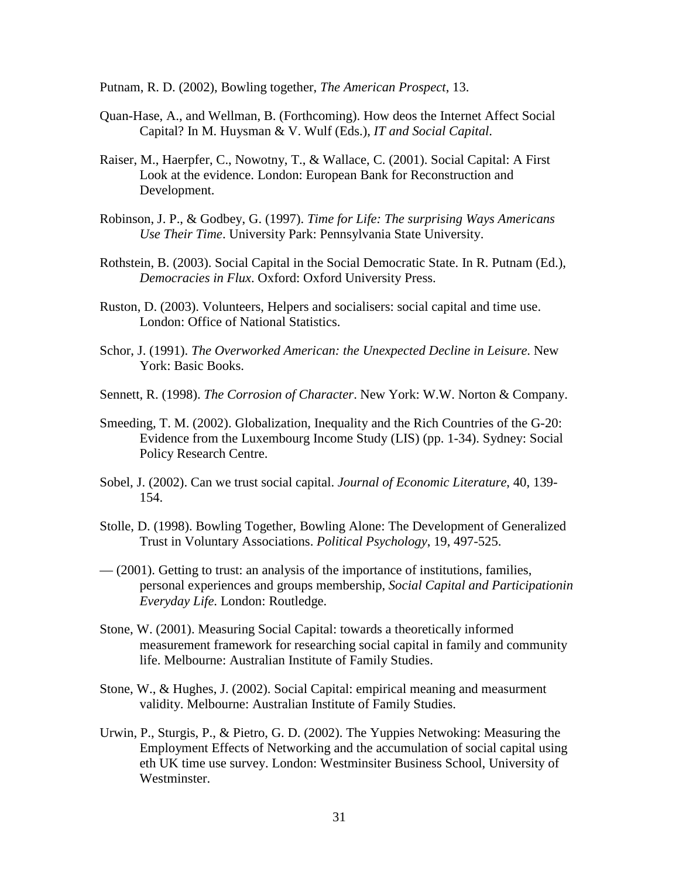Putnam, R. D. (2002), Bowling together, *The American Prospect*, 13.

Quan-Hase, A., and Wellman, B. (Forthcoming). How deos the Internet Affect Social Capital? In M. Huysman & V. Wulf (Eds.), *IT and Social Capital*.

Raiser, M., Haerpfer, C., Nowotny, T., & Wallace, C. (2001). Social Capital: A First Look at the evidence. London: European Bank for Reconstruction and Development.

Robinson, J. P., & Godbey, G. (1997). *Time for Life: The surprising Ways Americans Use Their Time*. University Park: Pennsylvania State University.

Rothstein, B. (2003). Social Capital in the Social Democratic State. In R. Putnam (Ed.), *Democracies in Flux*. Oxford: Oxford University Press.

Ruston, D. (2003). Volunteers, Helpers and socialisers: social capital and time use. London: Office of National Statistics.

Schor, J. (1991). *The Overworked American: the Unexpected Decline in Leisure*. New York: Basic Books.

Sennett, R. (1998). *The Corrosion of Character*. New York: W.W. Norton & Company.

Smeeding, T. M. (2002). Globalization, Inequality and the Rich Countries of the G-20: Evidence from the Luxembourg Income Study (LIS) (pp. 1-34). Sydney: Social Policy Research Centre.

Sobel, J. (2002). Can we trust social capital. *Journal of Economic Literature*, 40, 139-154.

Stolle, D. (1998). Bowling Together, Bowling Alone: The Development of Generalized Trust in Voluntary Associations. *Political Psychology*, 19, 497-525.

— (2001). Getting to trust: an analysis of the importance of institutions, families, personal experiences and groups membership, *Social Capital and Participationin Everyday Life*. London: Routledge.

Stone, W. (2001). Measuring Social Capital: towards a theoretically informed measurement framework for researching social capital in family and community life. Melbourne: Australian Institute of Family Studies.

Stone, W., & Hughes, J. (2002). Social Capital: empirical meaning and measurment validity. Melbourne: Australian Institute of Family Studies.

Urwin, P., Sturgis, P., & Pietro, G. D. (2002). The Yuppies Netwoking: Measuring the Employment Effects of Networking and the accumulation of social capital using eth UK time use survey. London: Westminsiter Business School, University of Westminster.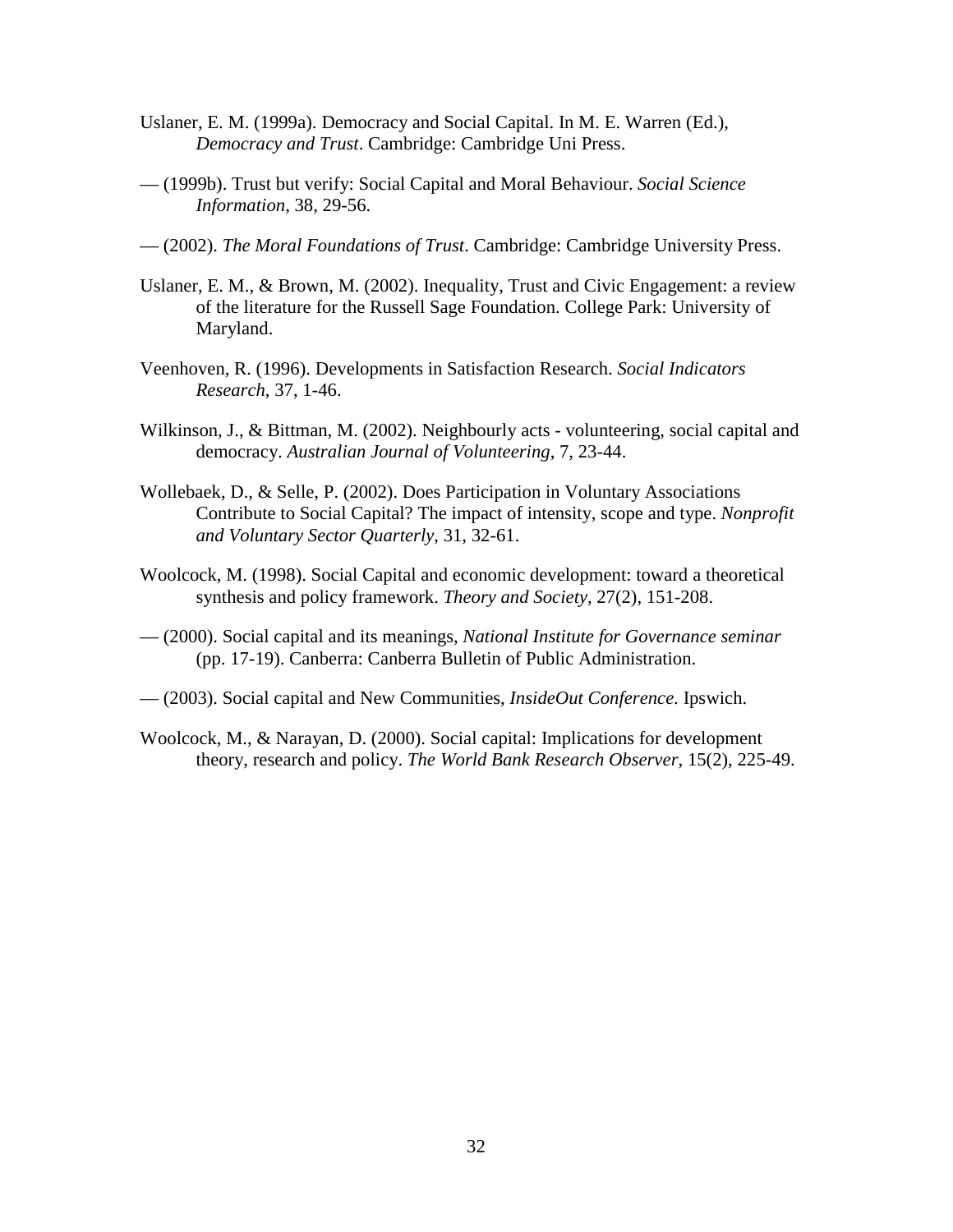Uslaner, E. M. (1999a). Democracy and Social Capital. In M. E. Warren (Ed.), *Democracy and Trust*. Cambridge: Cambridge Uni Press.

— (1999b). Trust but verify: Social Capital and Moral Behaviour. *Social Science Information*, 38, 29-56.

— (2002). *The Moral Foundations of Trust*. Cambridge: Cambridge University Press.

Uslaner, E. M., & Brown, M. (2002). Inequality, Trust and Civic Engagement: a review of the literature for the Russell Sage Foundation. College Park: University of Maryland.

Veenhoven, R. (1996). Developments in Satisfaction Research. *Social Indicators Research*, 37, 1-46.

Wilkinson, J., & Bittman, M. (2002). Neighbourly acts - volunteering, social capital and democracy. *Australian Journal of Volunteering*, 7, 23-44.

Wollebaek, D., & Selle, P. (2002). Does Participation in Voluntary Associations Contribute to Social Capital? The impact of intensity, scope and type. *Nonprofit and Voluntary Sector Quarterly*, 31, 32-61.

Woolcock, M. (1998). Social Capital and economic development: toward a theoretical synthesis and policy framework. *Theory and Society*, 27(2), 151-208.

— (2000). Social capital and its meanings, *National Institute for Governance seminar* (pp. 17-19). Canberra: Canberra Bulletin of Public Administration.

— (2003). Social capital and New Communities, *InsideOut Conference*. Ipswich.

Woolcock, M., & Narayan, D. (2000). Social capital: Implications for development theory, research and policy. *The World Bank Research Observer*, 15(2), 225-49.